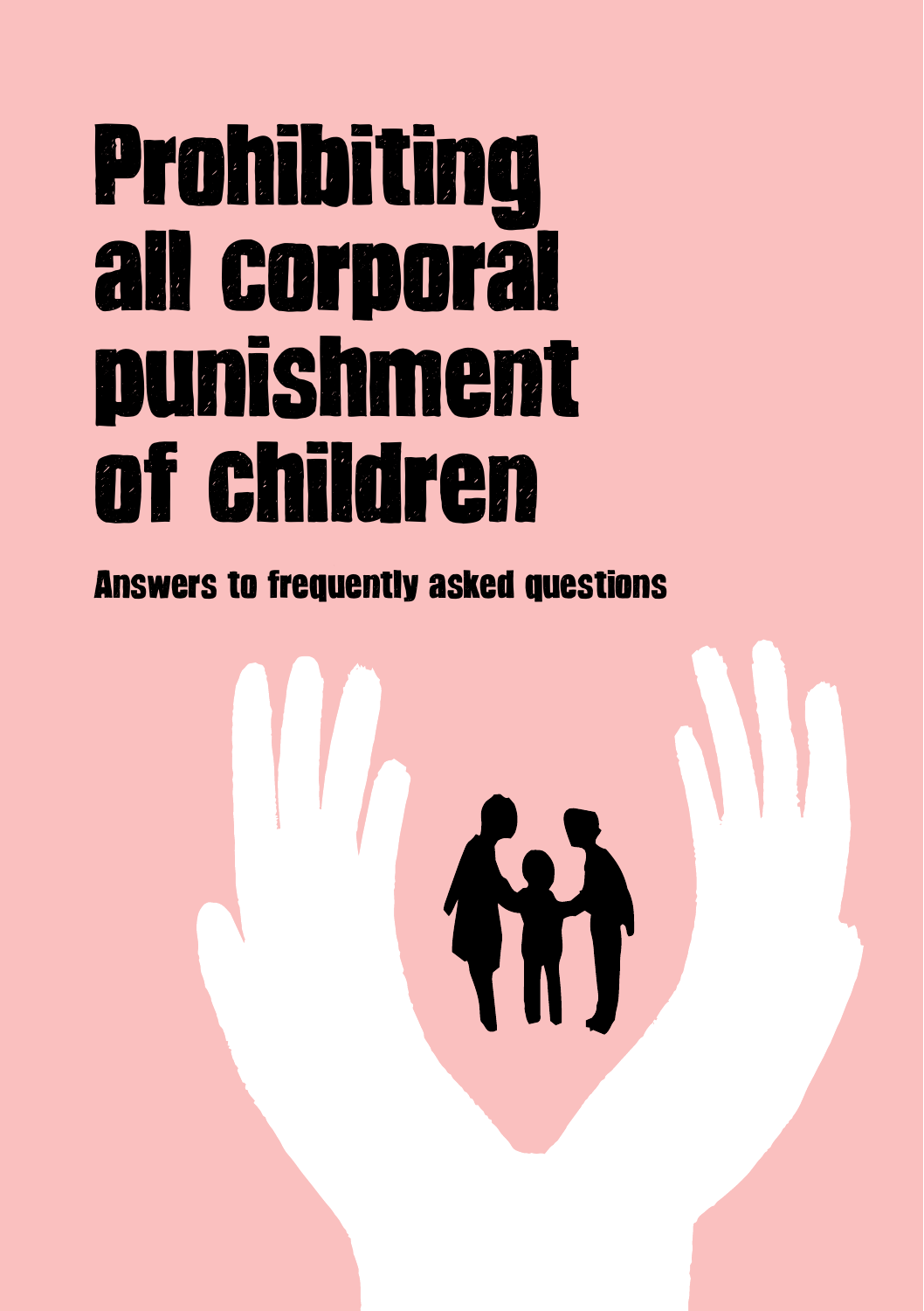# Prohibiting all corporal punishment of children

## Answers to frequently asked questions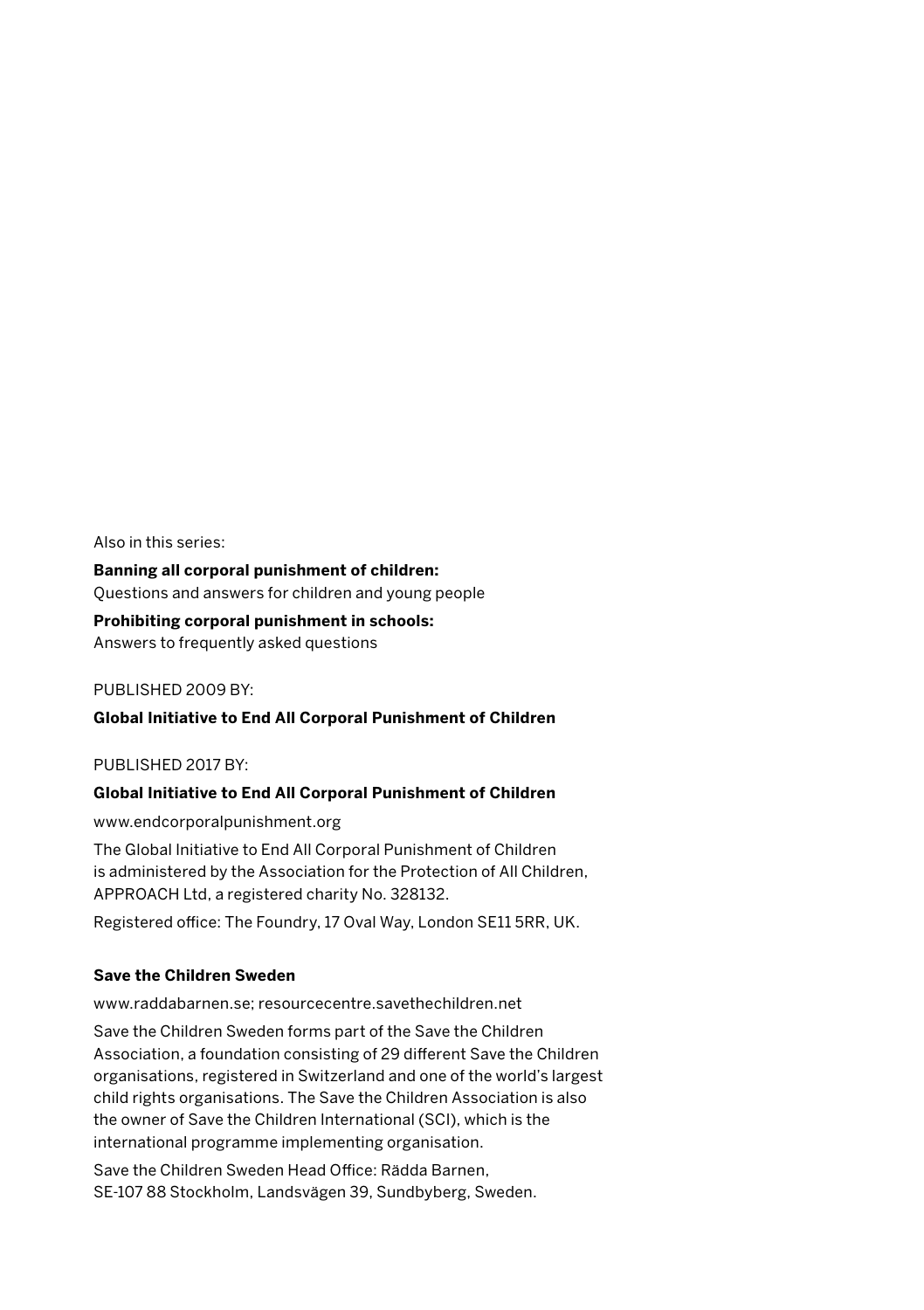Also in this series:

**Banning all corporal punishment of children:**
Questions and answers for children and young people

**Prohibiting corporal punishment in schools:**
Answers to frequently asked questions

PUBLISHED 2009 BY:

**Global Initiative to End All Corporal Punishment of Children**

PUBLISHED 2017 BY:

**Global Initiative to End All Corporal Punishment of Children**

www.endcorporalpunishment.org

The Global Initiative to End All Corporal Punishment of Children is administered by the Association for the Protection of All Children, APPROACH Ltd, a registered charity No. 328132.

Registered office: The Foundry, 17 Oval Way, London SE11 5RR, UK.

**Save the Children Sweden**

www.raddabarnen.se; resourcecentre.savethechildren.net

Save the Children Sweden forms part of the Save the Children Association, a foundation consisting of 29 different Save the Children organisations, registered in Switzerland and one of the world's largest child rights organisations. The Save the Children Association is also the owner of Save the Children International (SCI), which is the international programme implementing organisation.

Save the Children Sweden Head Office: Rädda Barnen, SE-107 88 Stockholm, Landsvägen 39, Sundbyberg, Sweden.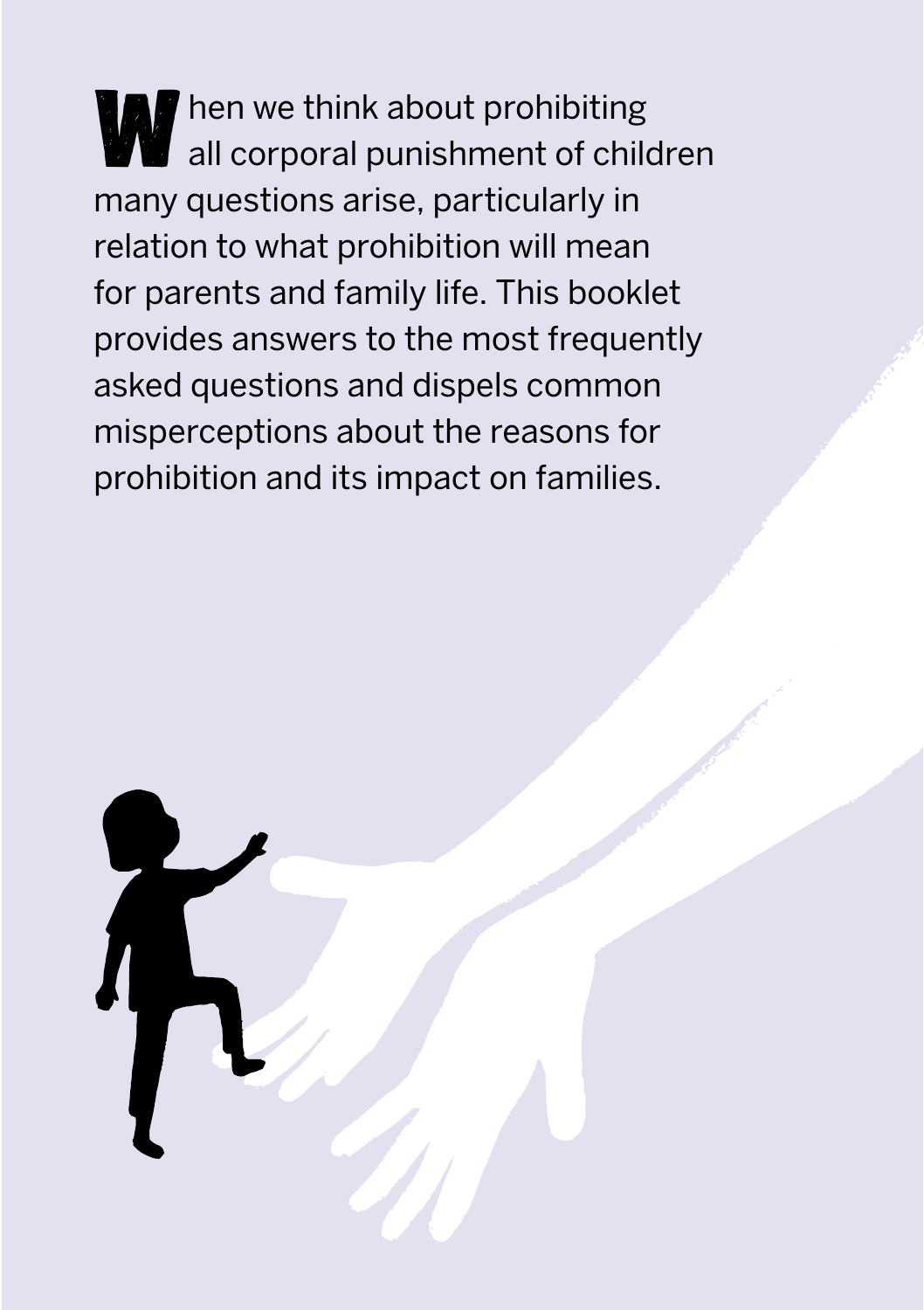When we think about prohibiting all corporal punishment of children many questions arise, particularly in relation to what prohibition will mean for parents and family life. This booklet provides answers to the most frequently asked questions and dispels common misperceptions about the reasons for prohibition and its impact on families.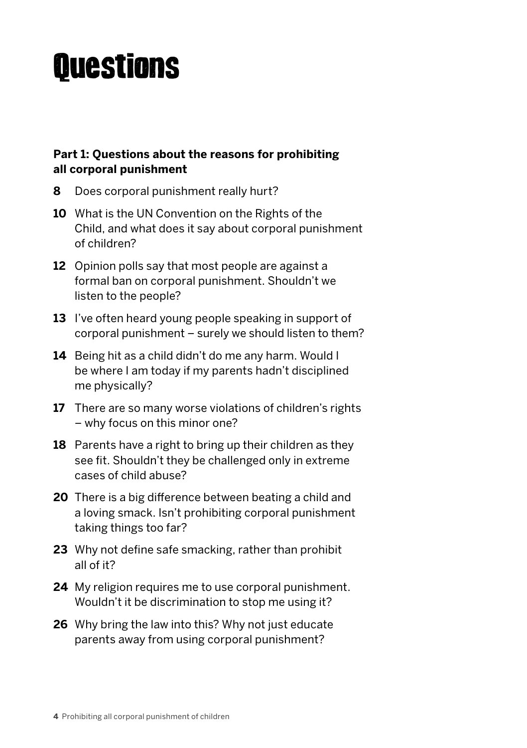# Questions

**Part 1: Questions about the reasons for prohibiting all corporal punishment**

**8** Does corporal punishment really hurt?

**10** What is the UN Convention on the Rights of the Child, and what does it say about corporal punishment of children?

**12** Opinion polls say that most people are against a formal ban on corporal punishment. Shouldn't we listen to the people?

**13** I've often heard young people speaking in support of corporal punishment – surely we should listen to them?

**14** Being hit as a child didn't do me any harm. Would I be where I am today if my parents hadn't disciplined me physically?

**17** There are so many worse violations of children's rights – why focus on this minor one?

**18** Parents have a right to bring up their children as they see fit. Shouldn't they be challenged only in extreme cases of child abuse?

**20** There is a big difference between beating a child and a loving smack. Isn't prohibiting corporal punishment taking things too far?

**23** Why not define safe smacking, rather than prohibit all of it?

**24** My religion requires me to use corporal punishment. Wouldn't it be discrimination to stop me using it?

**26** Why bring the law into this? Why not just educate parents away from using corporal punishment?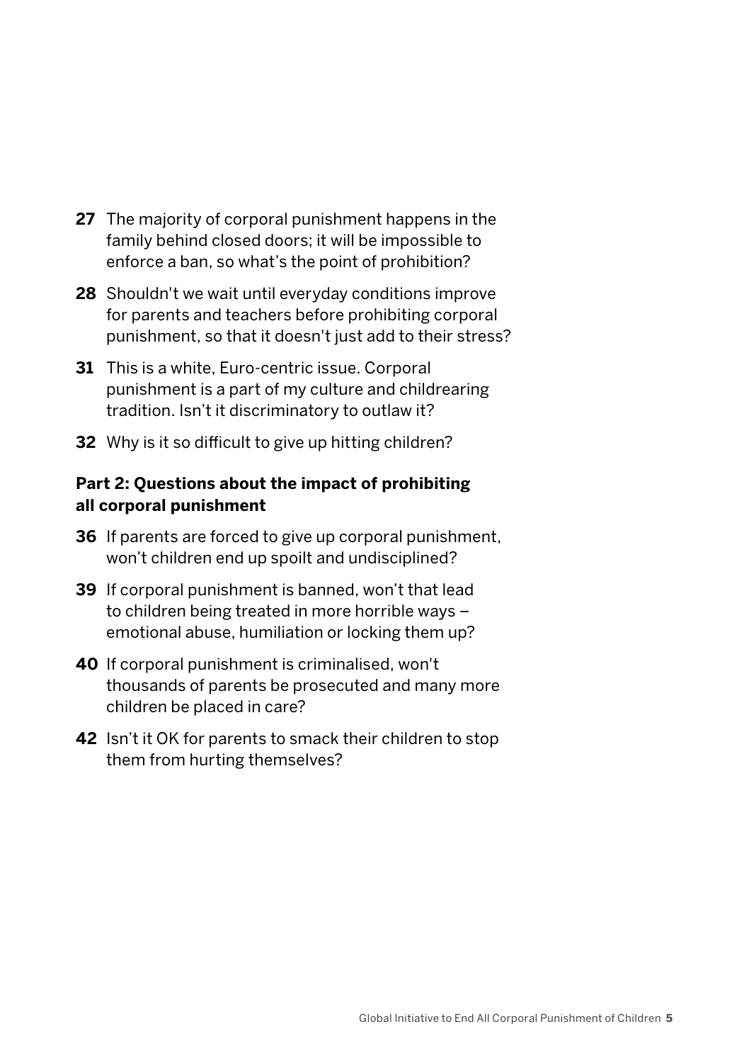**27** The majority of corporal punishment happens in the family behind closed doors; it will be impossible to enforce a ban, so what's the point of prohibition?

**28** Shouldn't we wait until everyday conditions improve for parents and teachers before prohibiting corporal punishment, so that it doesn't just add to their stress?

**31** This is a white, Euro-centric issue. Corporal punishment is a part of my culture and childrearing tradition. Isn't it discriminatory to outlaw it?

**32** Why is it so difficult to give up hitting children?

**Part 2: Questions about the impact of prohibiting all corporal punishment**

**36** If parents are forced to give up corporal punishment, won't children end up spoilt and undisciplined?

**39** If corporal punishment is banned, won't that lead to children being treated in more horrible ways – emotional abuse, humiliation or locking them up?

**40** If corporal punishment is criminalised, won't thousands of parents be prosecuted and many more children be placed in care?

**42** Isn't it OK for parents to smack their children to stop them from hurting themselves?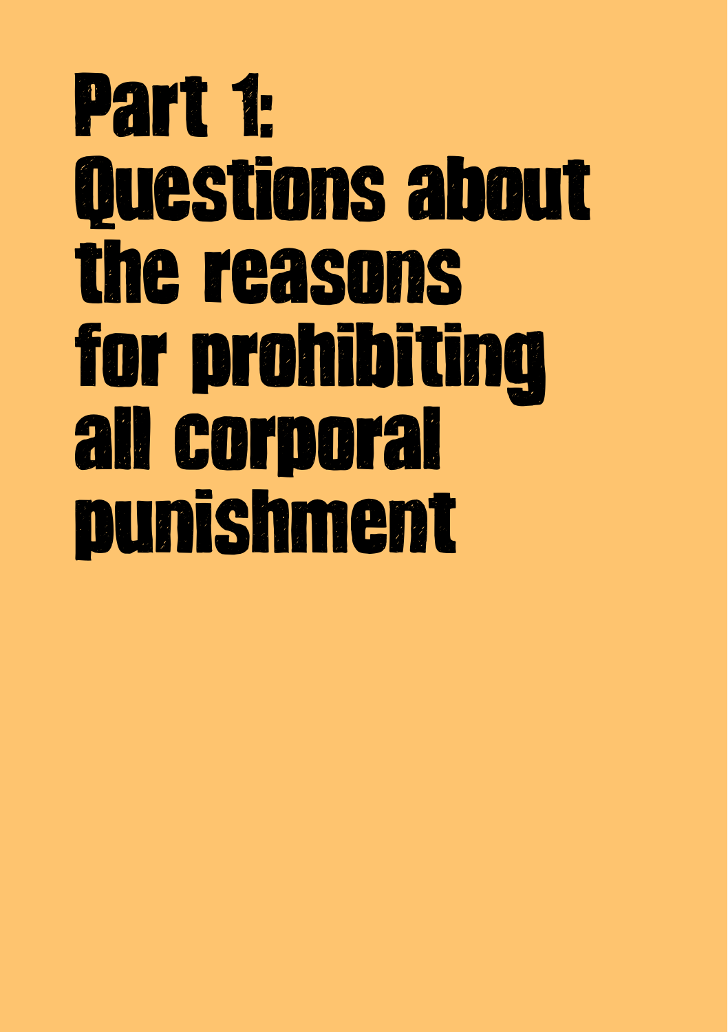# Part 1: Questions about the reasons for prohibiting all corporal punishment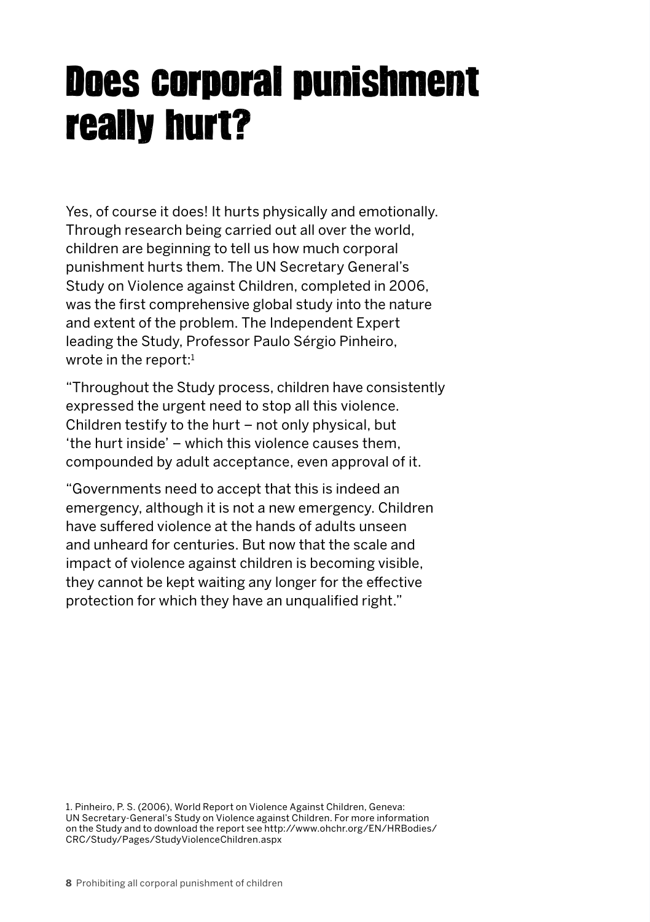# Does corporal punishment really hurt?

Yes, of course it does! It hurts physically and emotionally. Through research being carried out all over the world, children are beginning to tell us how much corporal punishment hurts them. The UN Secretary General's Study on Violence against Children, completed in 2006, was the first comprehensive global study into the nature and extent of the problem. The Independent Expert leading the Study, Professor Paulo Sérgio Pinheiro, wrote in the report:[1]

"Throughout the Study process, children have consistently expressed the urgent need to stop all this violence. Children testify to the hurt – not only physical, but 'the hurt inside' – which this violence causes them, compounded by adult acceptance, even approval of it.

"Governments need to accept that this is indeed an emergency, although it is not a new emergency. Children have suffered violence at the hands of adults unseen and unheard for centuries. But now that the scale and impact of violence against children is becoming visible, they cannot be kept waiting any longer for the effective protection for which they have an unqualified right."

1. Pinheiro, P. S. (2006), World Report on Violence Against Children, Geneva: UN Secretary-General's Study on Violence against Children. For more information on the Study and to download the report see http://www.ohchr.org/EN/HRBodies/CRC/Study/Pages/StudyViolenceChildren.aspx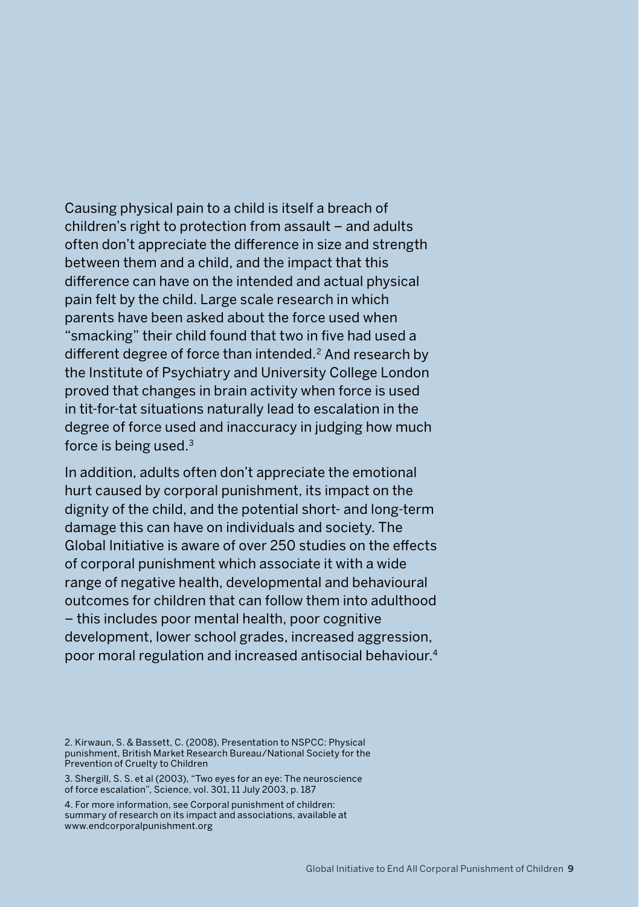Causing physical pain to a child is itself a breach of children's right to protection from assault – and adults often don't appreciate the difference in size and strength between them and a child, and the impact that this difference can have on the intended and actual physical pain felt by the child. Large scale research in which parents have been asked about the force used when "smacking" their child found that two in five had used a different degree of force than intended.[2] And research by the Institute of Psychiatry and University College London proved that changes in brain activity when force is used in tit-for-tat situations naturally lead to escalation in the degree of force used and inaccuracy in judging how much force is being used.[3]

In addition, adults often don't appreciate the emotional hurt caused by corporal punishment, its impact on the dignity of the child, and the potential short- and long-term damage this can have on individuals and society. The Global Initiative is aware of over 250 studies on the effects of corporal punishment which associate it with a wide range of negative health, developmental and behavioural outcomes for children that can follow them into adulthood – this includes poor mental health, poor cognitive development, lower school grades, increased aggression, poor moral regulation and increased antisocial behaviour.[4]

2. Kirwaun, S. & Bassett, C. (2008), Presentation to NSPCC: Physical punishment, British Market Research Bureau/National Society for the Prevention of Cruelty to Children

3. Shergill, S. S. et al (2003), "Two eyes for an eye: The neuroscience of force escalation", Science, vol. 301, 11 July 2003, p. 187

4. For more information, see Corporal punishment of children: summary of research on its impact and associations, available at www.endcorporalpunishment.org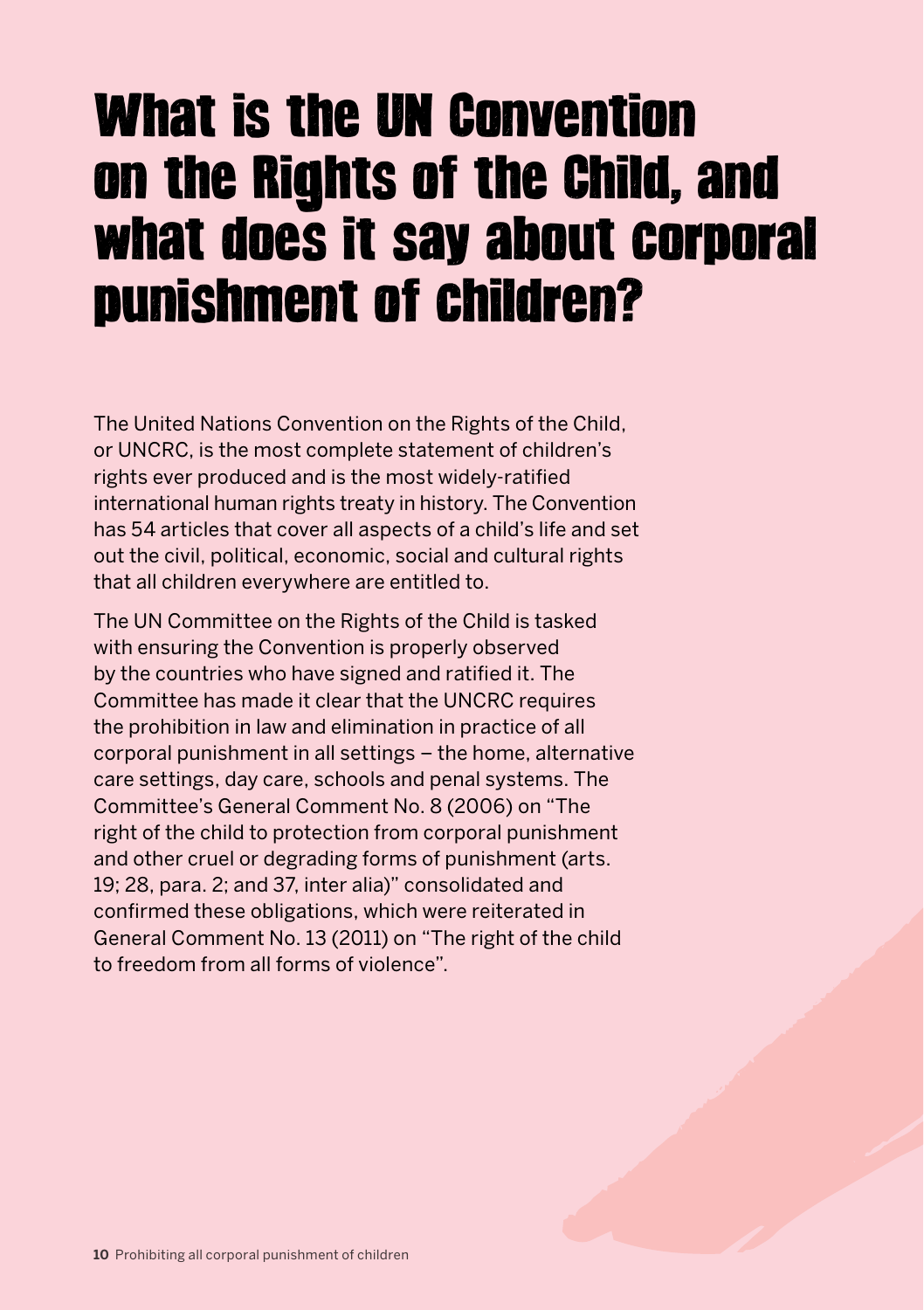# What is the UN Convention on the Rights of the Child, and what does it say about corporal punishment of children?

The United Nations Convention on the Rights of the Child, or UNCRC, is the most complete statement of children's rights ever produced and is the most widely-ratified international human rights treaty in history. The Convention has 54 articles that cover all aspects of a child's life and set out the civil, political, economic, social and cultural rights that all children everywhere are entitled to.

The UN Committee on the Rights of the Child is tasked with ensuring the Convention is properly observed by the countries who have signed and ratified it. The Committee has made it clear that the UNCRC requires the prohibition in law and elimination in practice of all corporal punishment in all settings – the home, alternative care settings, day care, schools and penal systems. The Committee's General Comment No. 8 (2006) on "The right of the child to protection from corporal punishment and other cruel or degrading forms of punishment (arts. 19; 28, para. 2; and 37, inter alia)" consolidated and confirmed these obligations, which were reiterated in General Comment No. 13 (2011) on "The right of the child to freedom from all forms of violence".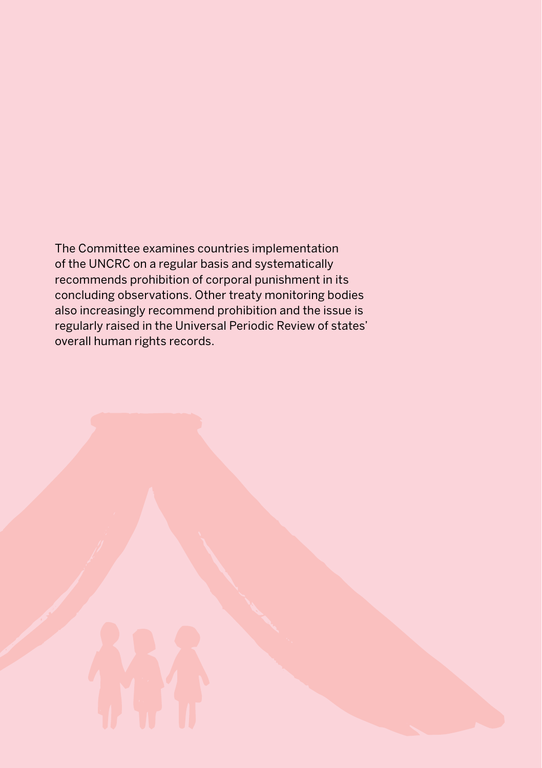The Committee examines countries implementation of the UNCRC on a regular basis and systematically recommends prohibition of corporal punishment in its concluding observations. Other treaty monitoring bodies also increasingly recommend prohibition and the issue is regularly raised in the Universal Periodic Review of states' overall human rights records.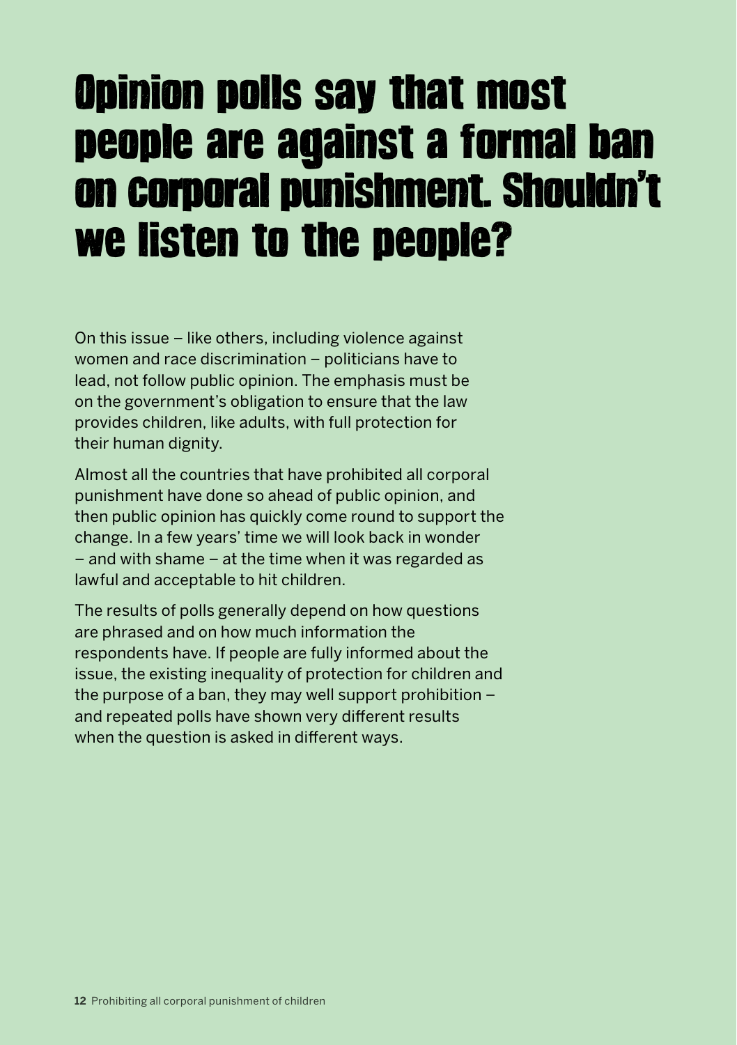# Opinion polls say that most people are against a formal ban on corporal punishment. Shouldn't we listen to the people?

On this issue – like others, including violence against women and race discrimination – politicians have to lead, not follow public opinion. The emphasis must be on the government's obligation to ensure that the law provides children, like adults, with full protection for their human dignity.

Almost all the countries that have prohibited all corporal punishment have done so ahead of public opinion, and then public opinion has quickly come round to support the change. In a few years' time we will look back in wonder – and with shame – at the time when it was regarded as lawful and acceptable to hit children.

The results of polls generally depend on how questions are phrased and on how much information the respondents have. If people are fully informed about the issue, the existing inequality of protection for children and the purpose of a ban, they may well support prohibition – and repeated polls have shown very different results when the question is asked in different ways.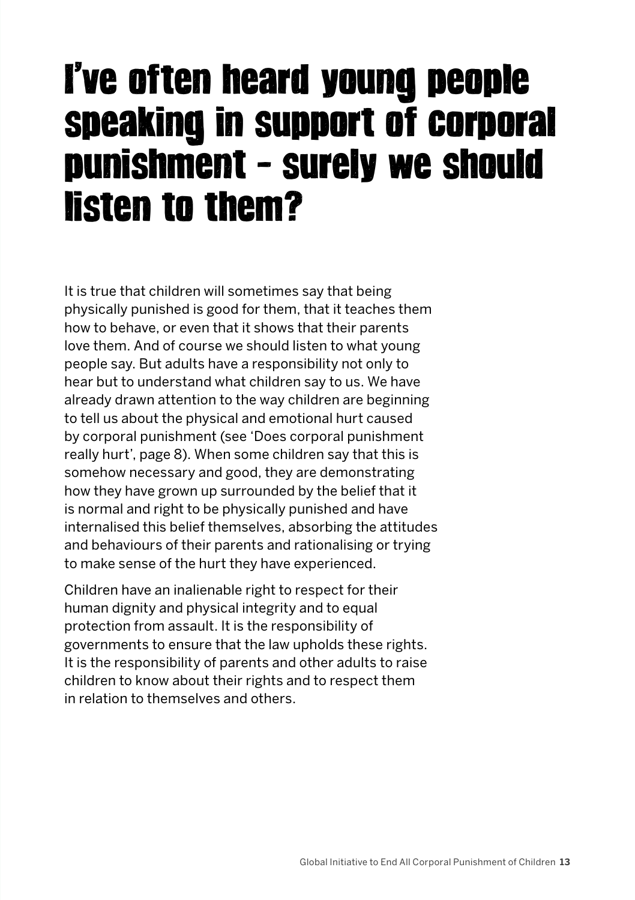# I've often heard young people speaking in support of corporal punishment – surely we should listen to them?

It is true that children will sometimes say that being physically punished is good for them, that it teaches them how to behave, or even that it shows that their parents love them. And of course we should listen to what young people say. But adults have a responsibility not only to hear but to understand what children say to us. We have already drawn attention to the way children are beginning to tell us about the physical and emotional hurt caused by corporal punishment (see 'Does corporal punishment really hurt', page 8). When some children say that this is somehow necessary and good, they are demonstrating how they have grown up surrounded by the belief that it is normal and right to be physically punished and have internalised this belief themselves, absorbing the attitudes and behaviours of their parents and rationalising or trying to make sense of the hurt they have experienced.

Children have an inalienable right to respect for their human dignity and physical integrity and to equal protection from assault. It is the responsibility of governments to ensure that the law upholds these rights. It is the responsibility of parents and other adults to raise children to know about their rights and to respect them in relation to themselves and others.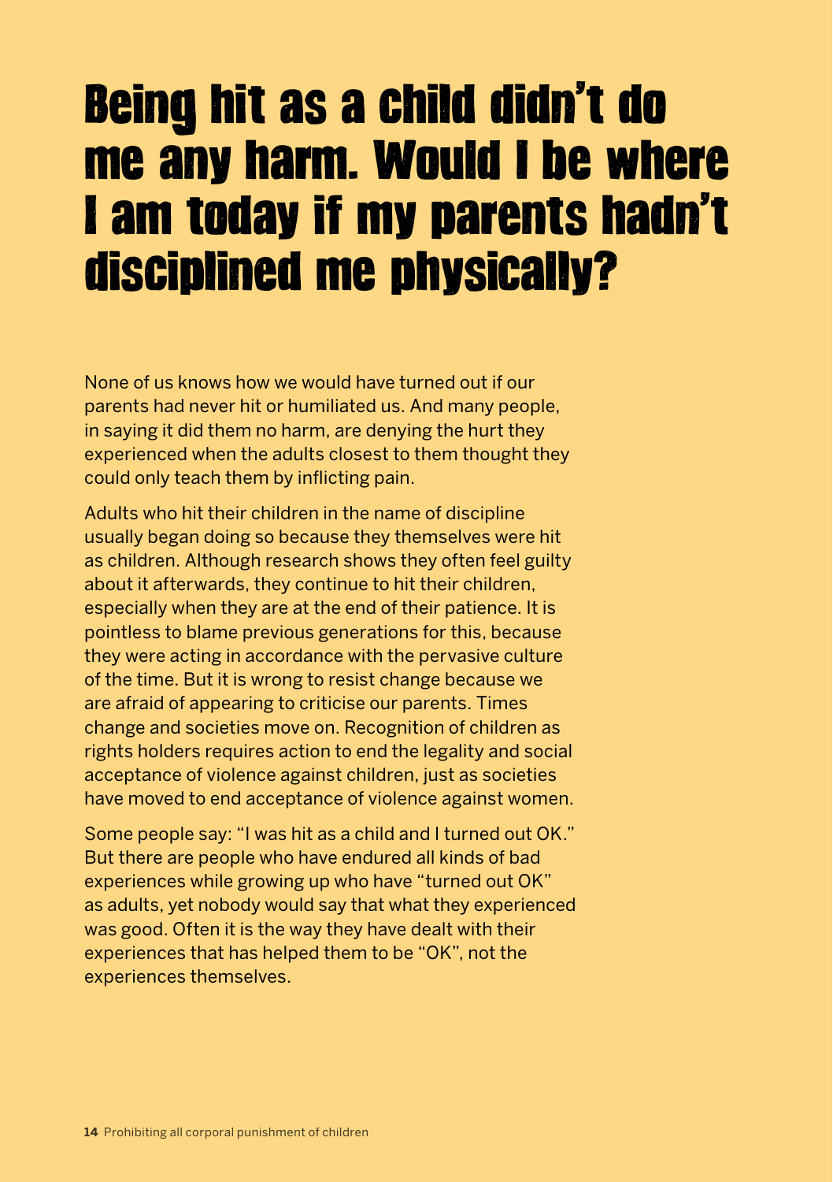# Being hit as a child didn't do me any harm. Would I be where I am today if my parents hadn't disciplined me physically?

None of us knows how we would have turned out if our parents had never hit or humiliated us. And many people, in saying it did them no harm, are denying the hurt they experienced when the adults closest to them thought they could only teach them by inflicting pain.

Adults who hit their children in the name of discipline usually began doing so because they themselves were hit as children. Although research shows they often feel guilty about it afterwards, they continue to hit their children, especially when they are at the end of their patience. It is pointless to blame previous generations for this, because they were acting in accordance with the pervasive culture of the time. But it is wrong to resist change because we are afraid of appearing to criticise our parents. Times change and societies move on. Recognition of children as rights holders requires action to end the legality and social acceptance of violence against children, just as societies have moved to end acceptance of violence against women.

Some people say: "I was hit as a child and I turned out OK." But there are people who have endured all kinds of bad experiences while growing up who have "turned out OK" as adults, yet nobody would say that what they experienced was good. Often it is the way they have dealt with their experiences that has helped them to be "OK", not the experiences themselves.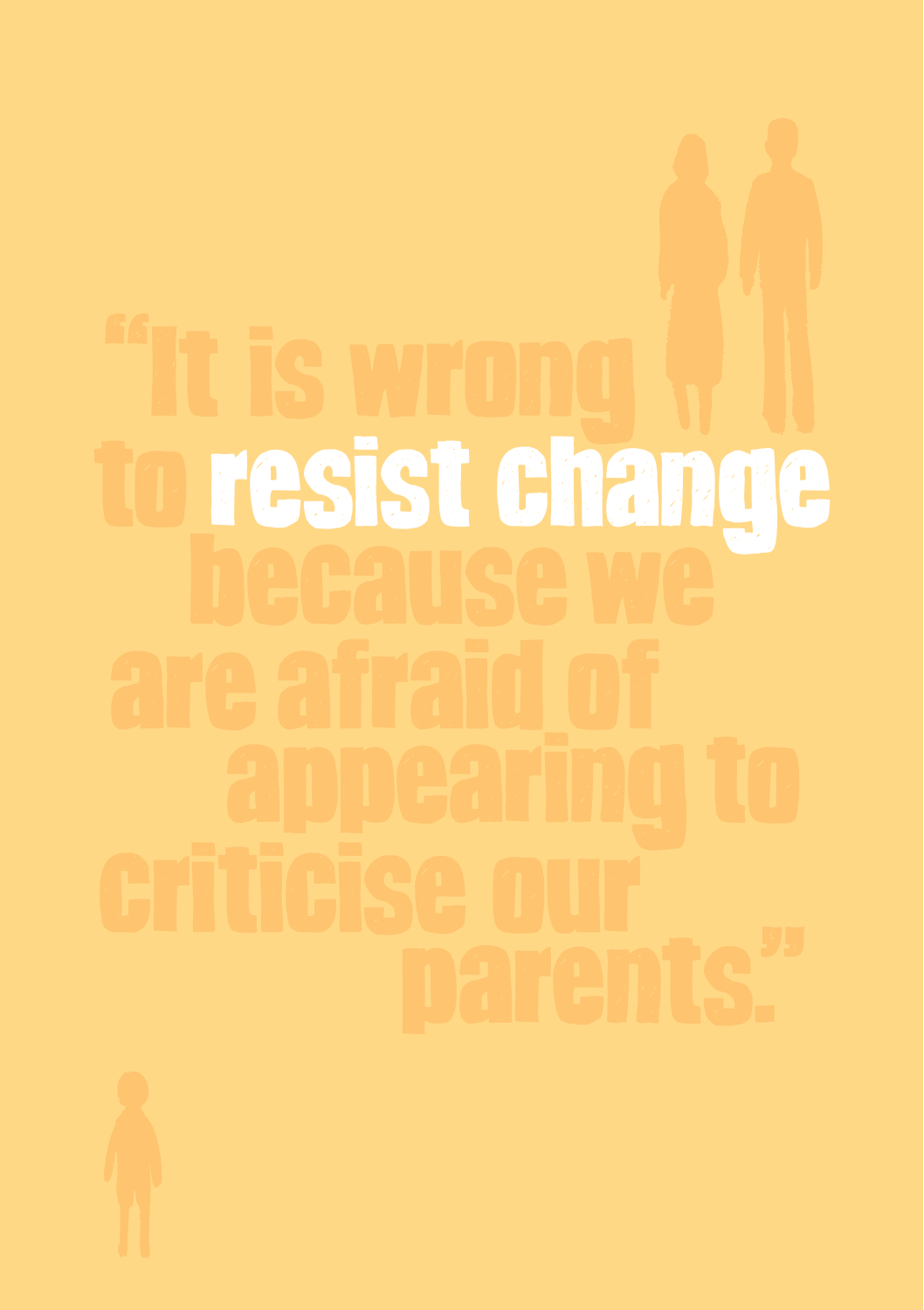"It is wrong to **resist change** because we are afraid of appearing to criticise our parents."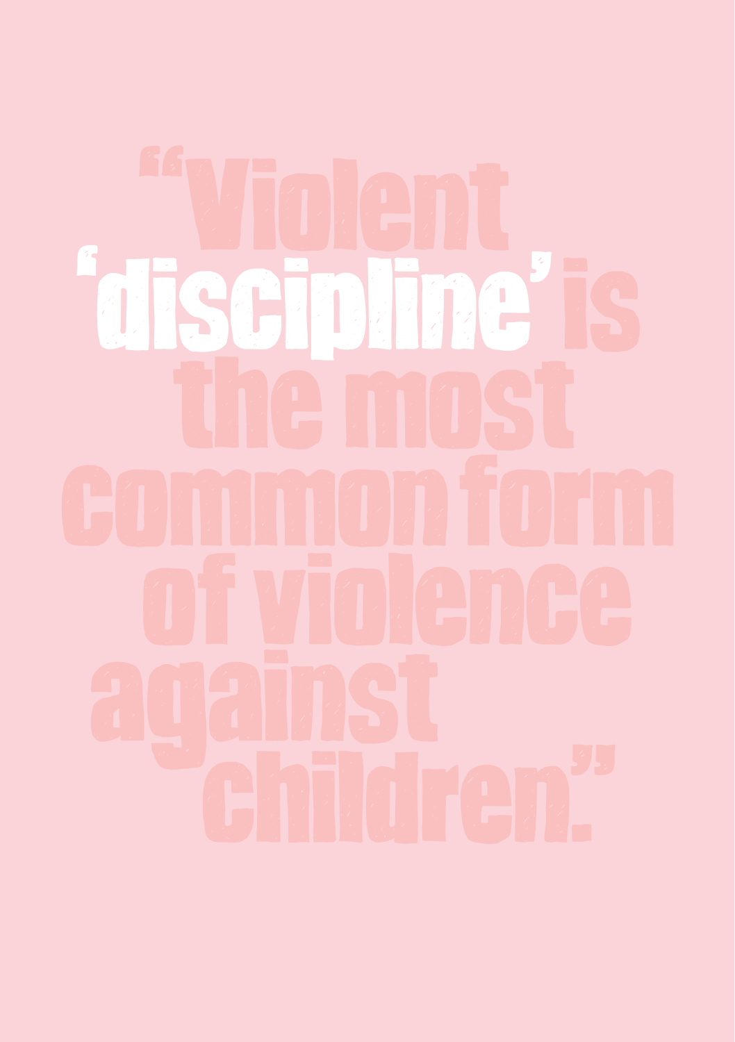# "Violent 'discipline' is the most common form of violence against children."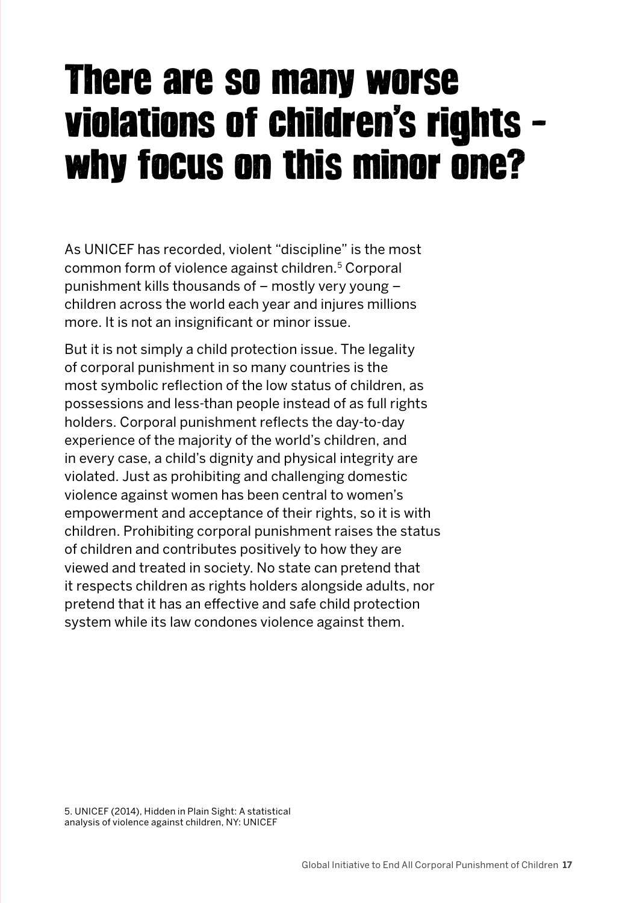# There are so many worse violations of children's rights – why focus on this minor one?

As UNICEF has recorded, violent "discipline" is the most common form of violence against children.[5] Corporal punishment kills thousands of – mostly very young – children across the world each year and injures millions more. It is not an insignificant or minor issue.

But it is not simply a child protection issue. The legality of corporal punishment in so many countries is the most symbolic reflection of the low status of children, as possessions and less-than people instead of as full rights holders. Corporal punishment reflects the day-to-day experience of the majority of the world's children, and in every case, a child's dignity and physical integrity are violated. Just as prohibiting and challenging domestic violence against women has been central to women's empowerment and acceptance of their rights, so it is with children. Prohibiting corporal punishment raises the status of children and contributes positively to how they are viewed and treated in society. No state can pretend that it respects children as rights holders alongside adults, nor pretend that it has an effective and safe child protection system while its law condones violence against them.

5. UNICEF (2014), Hidden in Plain Sight: A statistical analysis of violence against children, NY: UNICEF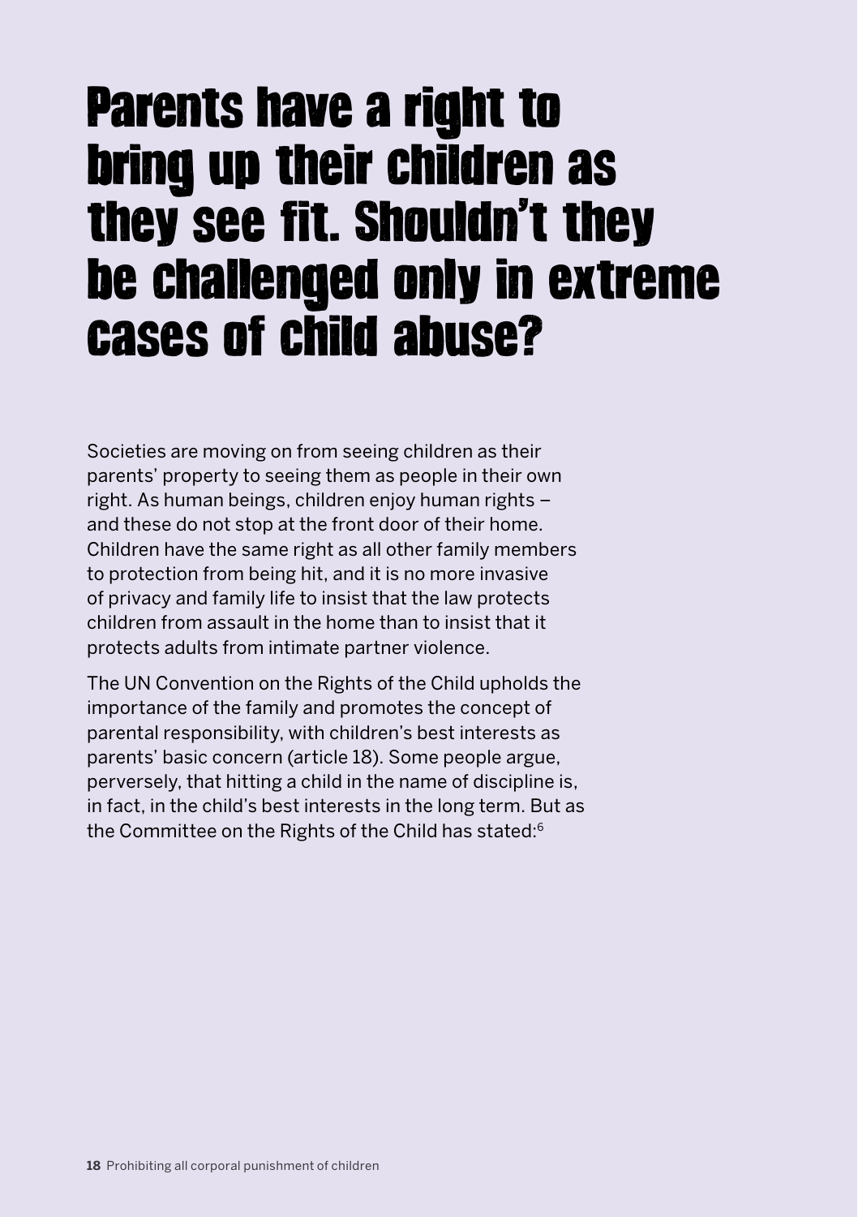# Parents have a right to bring up their children as they see fit. Shouldn't they be challenged only in extreme cases of child abuse?

Societies are moving on from seeing children as their parents' property to seeing them as people in their own right. As human beings, children enjoy human rights – and these do not stop at the front door of their home. Children have the same right as all other family members to protection from being hit, and it is no more invasive of privacy and family life to insist that the law protects children from assault in the home than to insist that it protects adults from intimate partner violence.

The UN Convention on the Rights of the Child upholds the importance of the family and promotes the concept of parental responsibility, with children's best interests as parents' basic concern (article 18). Some people argue, perversely, that hitting a child in the name of discipline is, in fact, in the child's best interests in the long term. But as the Committee on the Rights of the Child has stated:[6]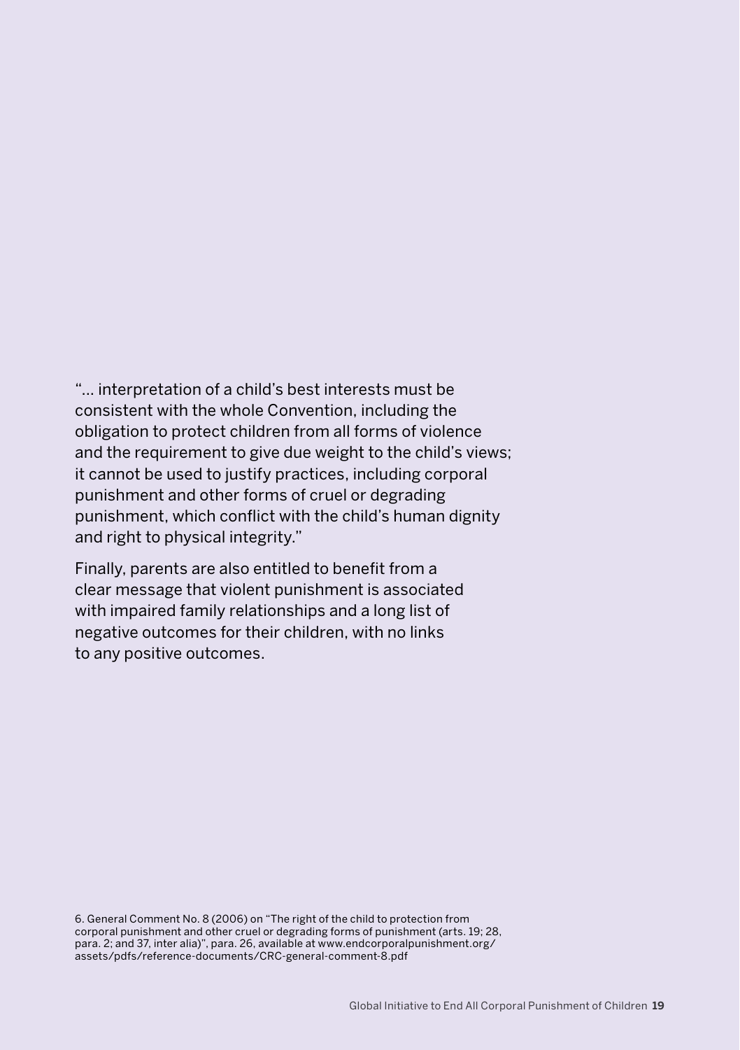"... interpretation of a child's best interests must be consistent with the whole Convention, including the obligation to protect children from all forms of violence and the requirement to give due weight to the child's views; it cannot be used to justify practices, including corporal punishment and other forms of cruel or degrading punishment, which conflict with the child's human dignity and right to physical integrity."

Finally, parents are also entitled to benefit from a clear message that violent punishment is associated with impaired family relationships and a long list of negative outcomes for their children, with no links to any positive outcomes.

6. General Comment No. 8 (2006) on "The right of the child to protection from corporal punishment and other cruel or degrading forms of punishment (arts. 19; 28, para. 2; and 37, inter alia)", para. 26, available at www.endcorporalpunishment.org/assets/pdfs/reference-documents/CRC-general-comment-8.pdf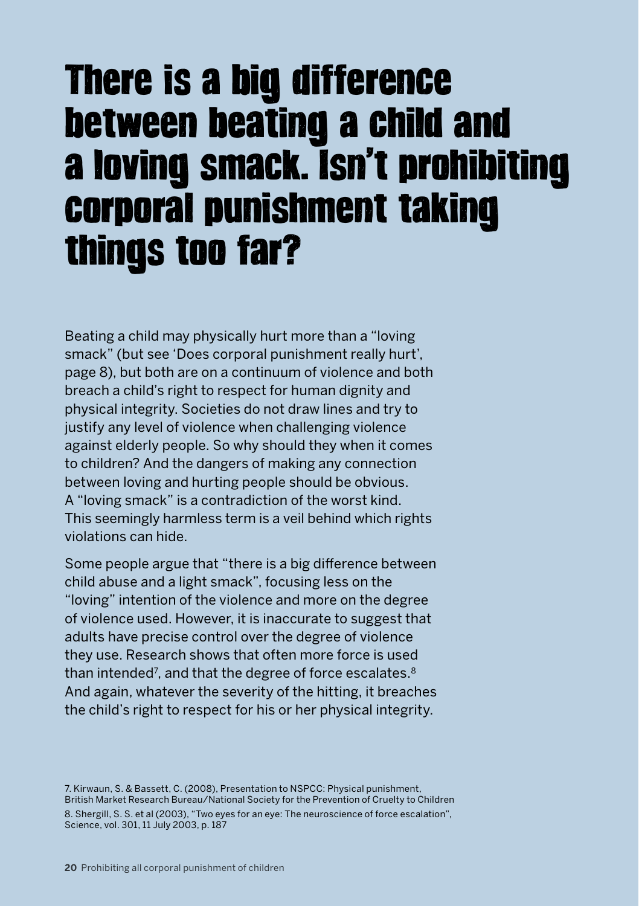# There is a big difference between beating a child and a loving smack. Isn't prohibiting corporal punishment taking things too far?

Beating a child may physically hurt more than a "loving smack" (but see 'Does corporal punishment really hurt', page 8), but both are on a continuum of violence and both breach a child's right to respect for human dignity and physical integrity. Societies do not draw lines and try to justify any level of violence when challenging violence against elderly people. So why should they when it comes to children? And the dangers of making any connection between loving and hurting people should be obvious. A "loving smack" is a contradiction of the worst kind. This seemingly harmless term is a veil behind which rights violations can hide.

Some people argue that "there is a big difference between child abuse and a light smack", focusing less on the "loving" intention of the violence and more on the degree of violence used. However, it is inaccurate to suggest that adults have precise control over the degree of violence they use. Research shows that often more force is used than intended[7], and that the degree of force escalates.[8] And again, whatever the severity of the hitting, it breaches the child's right to respect for his or her physical integrity.

7. Kirwaun, S. & Bassett, C. (2008), Presentation to NSPCC: Physical punishment, British Market Research Bureau/National Society for the Prevention of Cruelty to Children

8. Shergill, S. S. et al (2003), "Two eyes for an eye: The neuroscience of force escalation", Science, vol. 301, 11 July 2003, p. 187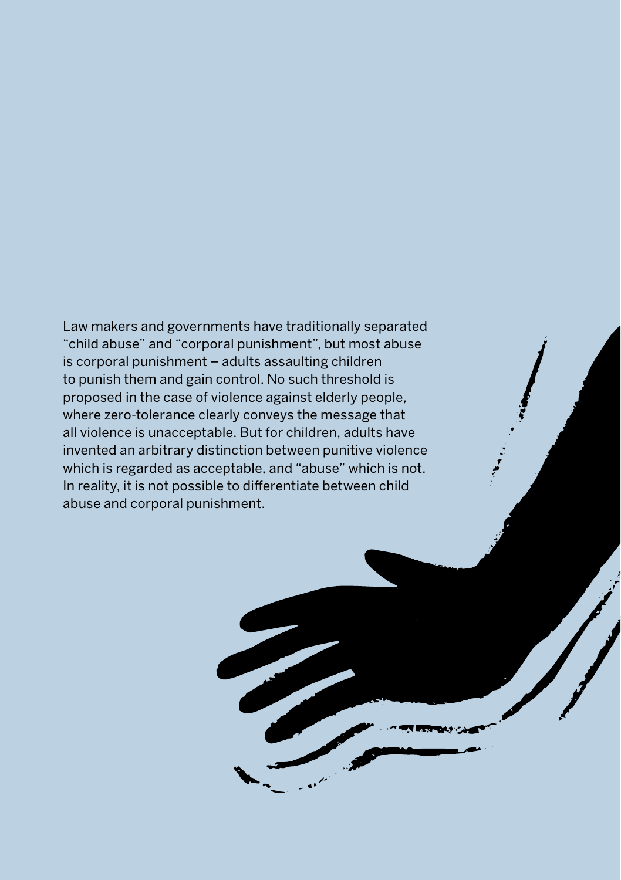Law makers and governments have traditionally separated "child abuse" and "corporal punishment", but most abuse is corporal punishment – adults assaulting children to punish them and gain control. No such threshold is proposed in the case of violence against elderly people, where zero-tolerance clearly conveys the message that all violence is unacceptable. But for children, adults have invented an arbitrary distinction between punitive violence which is regarded as acceptable, and "abuse" which is not. In reality, it is not possible to differentiate between child abuse and corporal punishment.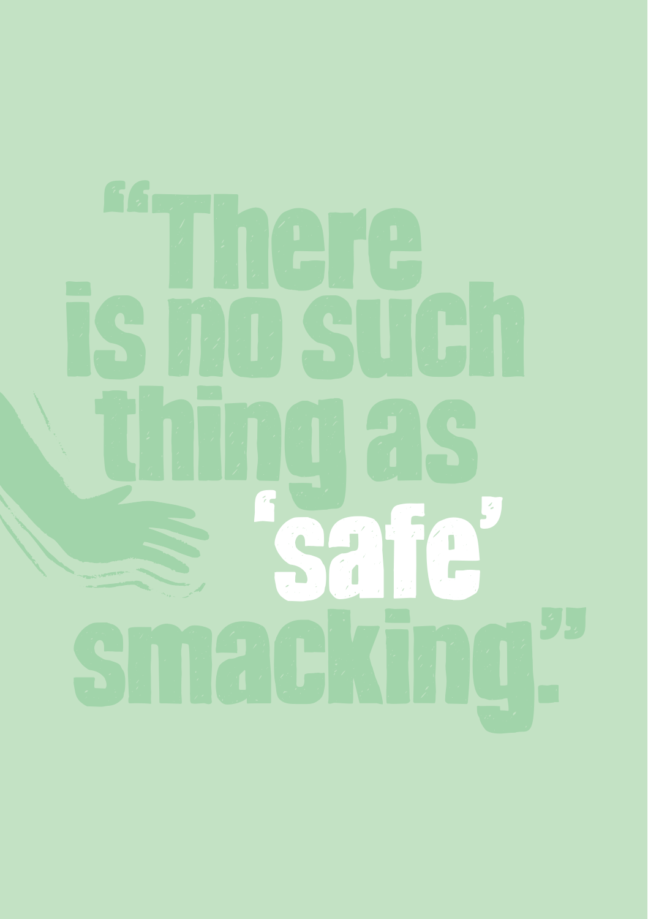# "There is no such thing as 'safe' smacking."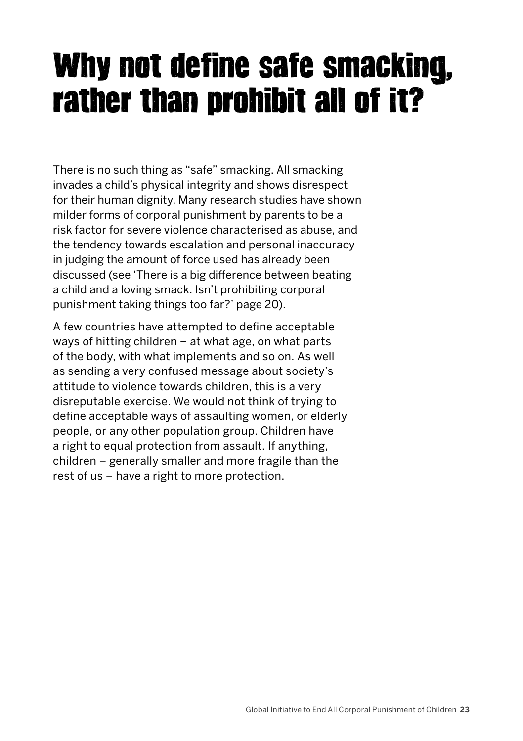# Why not define safe smacking, rather than prohibit all of it?

There is no such thing as "safe" smacking. All smacking invades a child's physical integrity and shows disrespect for their human dignity. Many research studies have shown milder forms of corporal punishment by parents to be a risk factor for severe violence characterised as abuse, and the tendency towards escalation and personal inaccuracy in judging the amount of force used has already been discussed (see 'There is a big difference between beating a child and a loving smack. Isn't prohibiting corporal punishment taking things too far?' page 20).

A few countries have attempted to define acceptable ways of hitting children – at what age, on what parts of the body, with what implements and so on. As well as sending a very confused message about society's attitude to violence towards children, this is a very disreputable exercise. We would not think of trying to define acceptable ways of assaulting women, or elderly people, or any other population group. Children have a right to equal protection from assault. If anything, children – generally smaller and more fragile than the rest of us – have a right to more protection.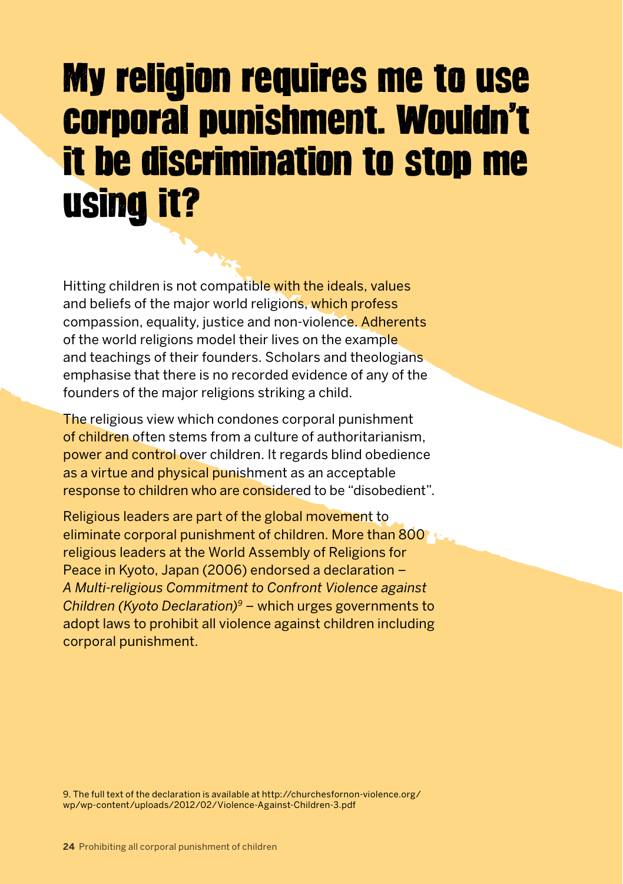# My religion requires me to use corporal punishment. Wouldn't it be discrimination to stop me using it?

Hitting children is not compatible with the ideals, values and beliefs of the major world religions, which profess compassion, equality, justice and non-violence. Adherents of the world religions model their lives on the example and teachings of their founders. Scholars and theologians emphasise that there is no recorded evidence of any of the founders of the major religions striking a child.

The religious view which condones corporal punishment of children often stems from a culture of authoritarianism, power and control over children. It regards blind obedience as a virtue and physical punishment as an acceptable response to children who are considered to be "disobedient".

Religious leaders are part of the global movement to eliminate corporal punishment of children. More than 800 religious leaders at the World Assembly of Religions for Peace in Kyoto, Japan (2006) endorsed a declaration – *A Multi-religious Commitment to Confront Violence against Children (Kyoto Declaration)*[9] – which urges governments to adopt laws to prohibit all violence against children including corporal punishment.

9. The full text of the declaration is available at http://churchesfornon-violence.org/wp/wp-content/uploads/2012/02/Violence-Against-Children-3.pdf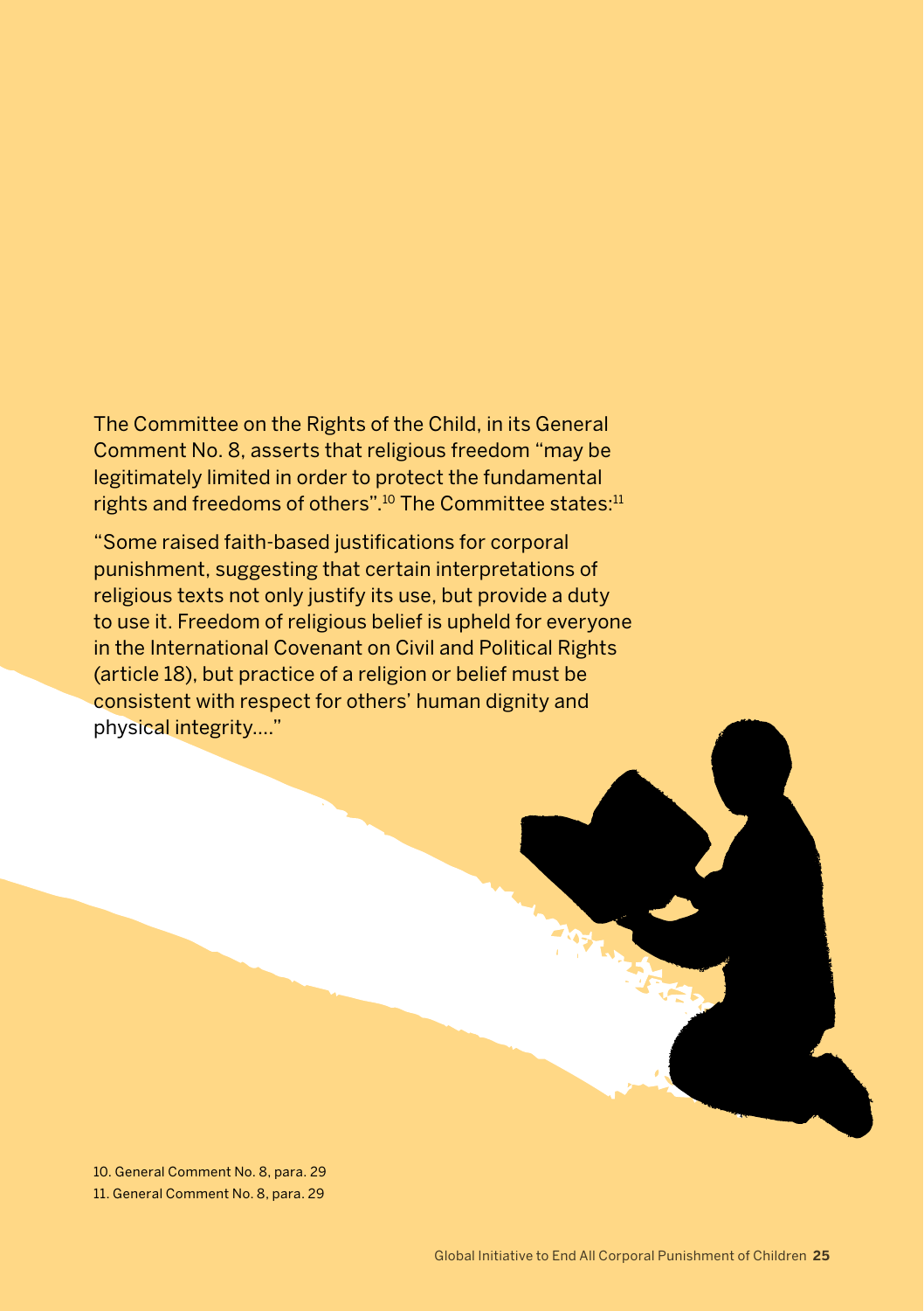The Committee on the Rights of the Child, in its General Comment No. 8, asserts that religious freedom "may be legitimately limited in order to protect the fundamental rights and freedoms of others".[10] The Committee states:[11]

"Some raised faith-based justifications for corporal punishment, suggesting that certain interpretations of religious texts not only justify its use, but provide a duty to use it. Freedom of religious belief is upheld for everyone in the International Covenant on Civil and Political Rights (article 18), but practice of a religion or belief must be consistent with respect for others' human dignity and physical integrity...."

10. General Comment No. 8, para. 29

11. General Comment No. 8, para. 29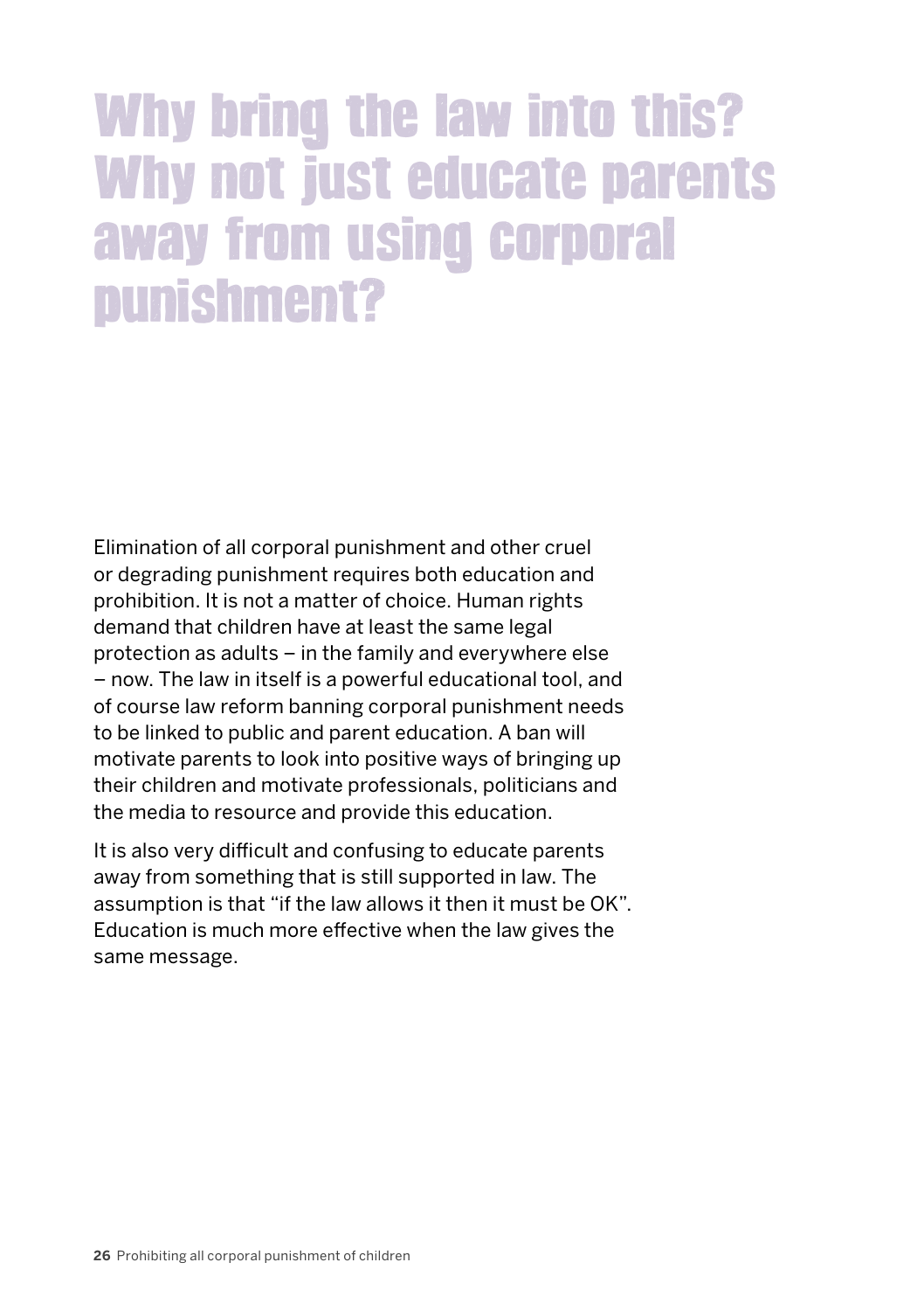# Why bring the law into this? Why not just educate parents away from using corporal punishment?

Elimination of all corporal punishment and other cruel or degrading punishment requires both education and prohibition. It is not a matter of choice. Human rights demand that children have at least the same legal protection as adults – in the family and everywhere else – now. The law in itself is a powerful educational tool, and of course law reform banning corporal punishment needs to be linked to public and parent education. A ban will motivate parents to look into positive ways of bringing up their children and motivate professionals, politicians and the media to resource and provide this education.

It is also very difficult and confusing to educate parents away from something that is still supported in law. The assumption is that "if the law allows it then it must be OK". Education is much more effective when the law gives the same message.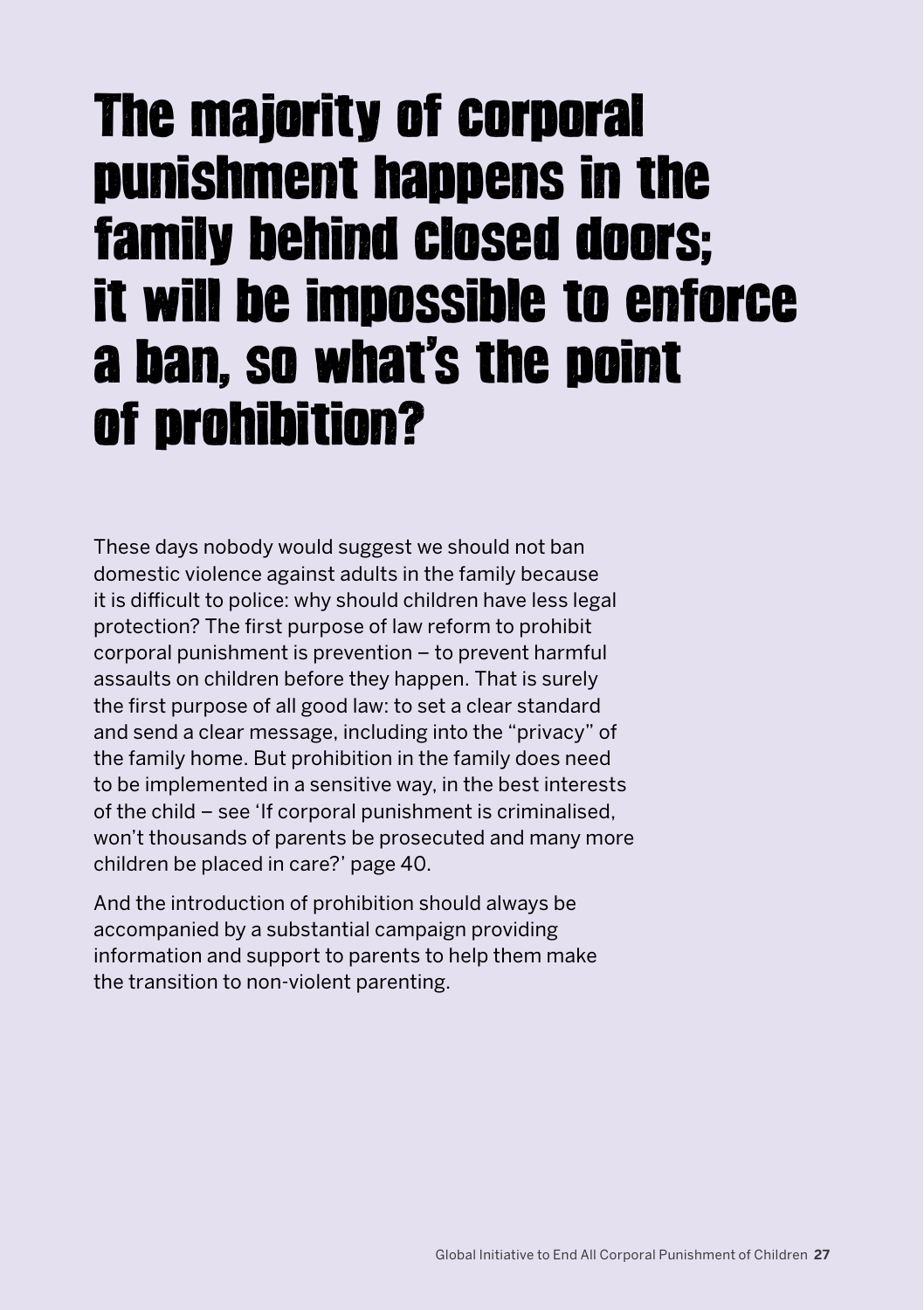# The majority of corporal punishment happens in the family behind closed doors; it will be impossible to enforce a ban, so what's the point of prohibition?

These days nobody would suggest we should not ban domestic violence against adults in the family because it is difficult to police: why should children have less legal protection? The first purpose of law reform to prohibit corporal punishment is prevention – to prevent harmful assaults on children before they happen. That is surely the first purpose of all good law: to set a clear standard and send a clear message, including into the "privacy" of the family home. But prohibition in the family does need to be implemented in a sensitive way, in the best interests of the child – see 'If corporal punishment is criminalised, won't thousands of parents be prosecuted and many more children be placed in care?' page 40.

And the introduction of prohibition should always be accompanied by a substantial campaign providing information and support to parents to help them make the transition to non-violent parenting.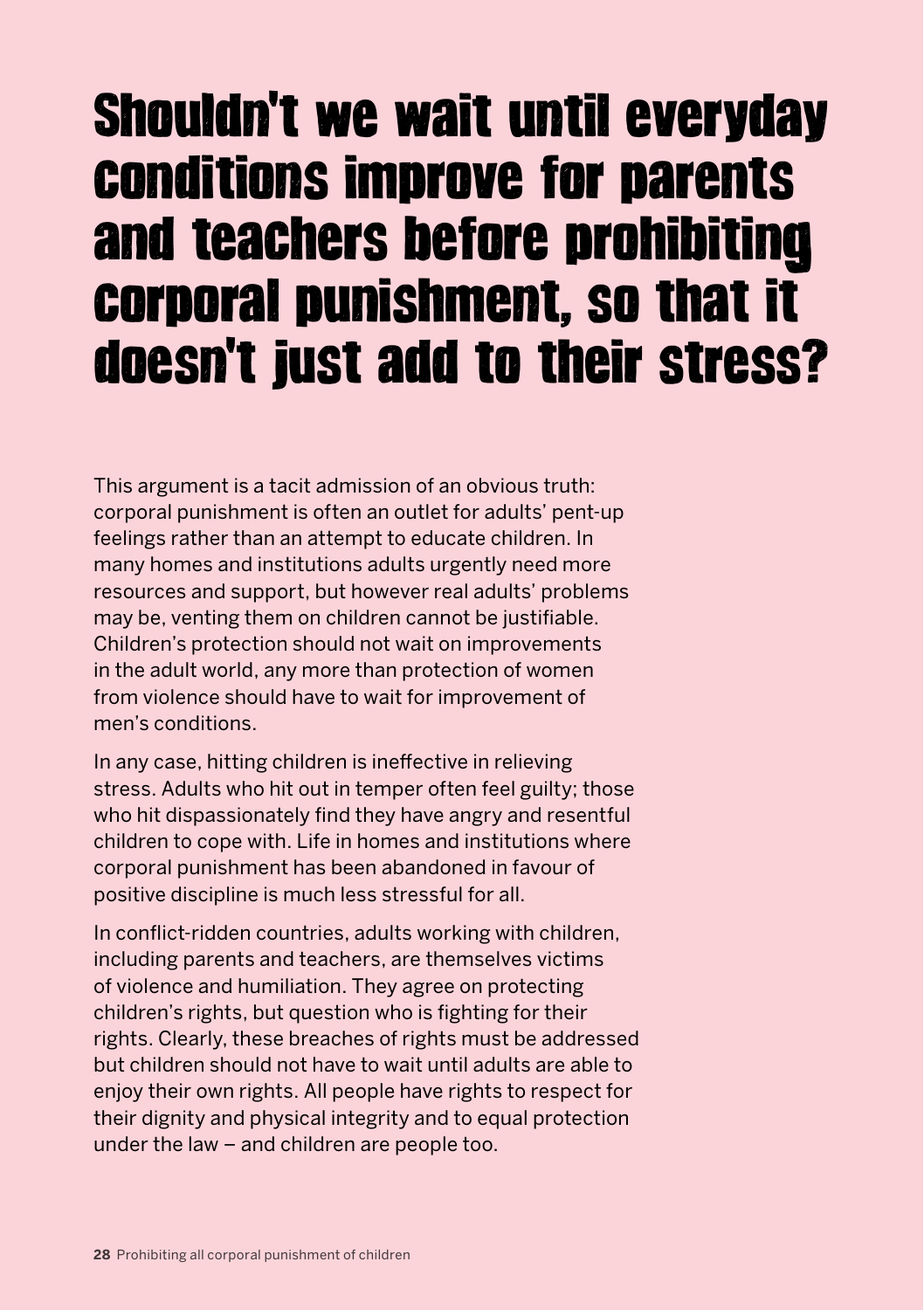# Shouldn't we wait until everyday conditions improve for parents and teachers before prohibiting corporal punishment, so that it doesn't just add to their stress?

This argument is a tacit admission of an obvious truth: corporal punishment is often an outlet for adults' pent-up feelings rather than an attempt to educate children. In many homes and institutions adults urgently need more resources and support, but however real adults' problems may be, venting them on children cannot be justifiable. Children's protection should not wait on improvements in the adult world, any more than protection of women from violence should have to wait for improvement of men's conditions.

In any case, hitting children is ineffective in relieving stress. Adults who hit out in temper often feel guilty; those who hit dispassionately find they have angry and resentful children to cope with. Life in homes and institutions where corporal punishment has been abandoned in favour of positive discipline is much less stressful for all.

In conflict-ridden countries, adults working with children, including parents and teachers, are themselves victims of violence and humiliation. They agree on protecting children's rights, but question who is fighting for their rights. Clearly, these breaches of rights must be addressed but children should not have to wait until adults are able to enjoy their own rights. All people have rights to respect for their dignity and physical integrity and to equal protection under the law – and children are people too.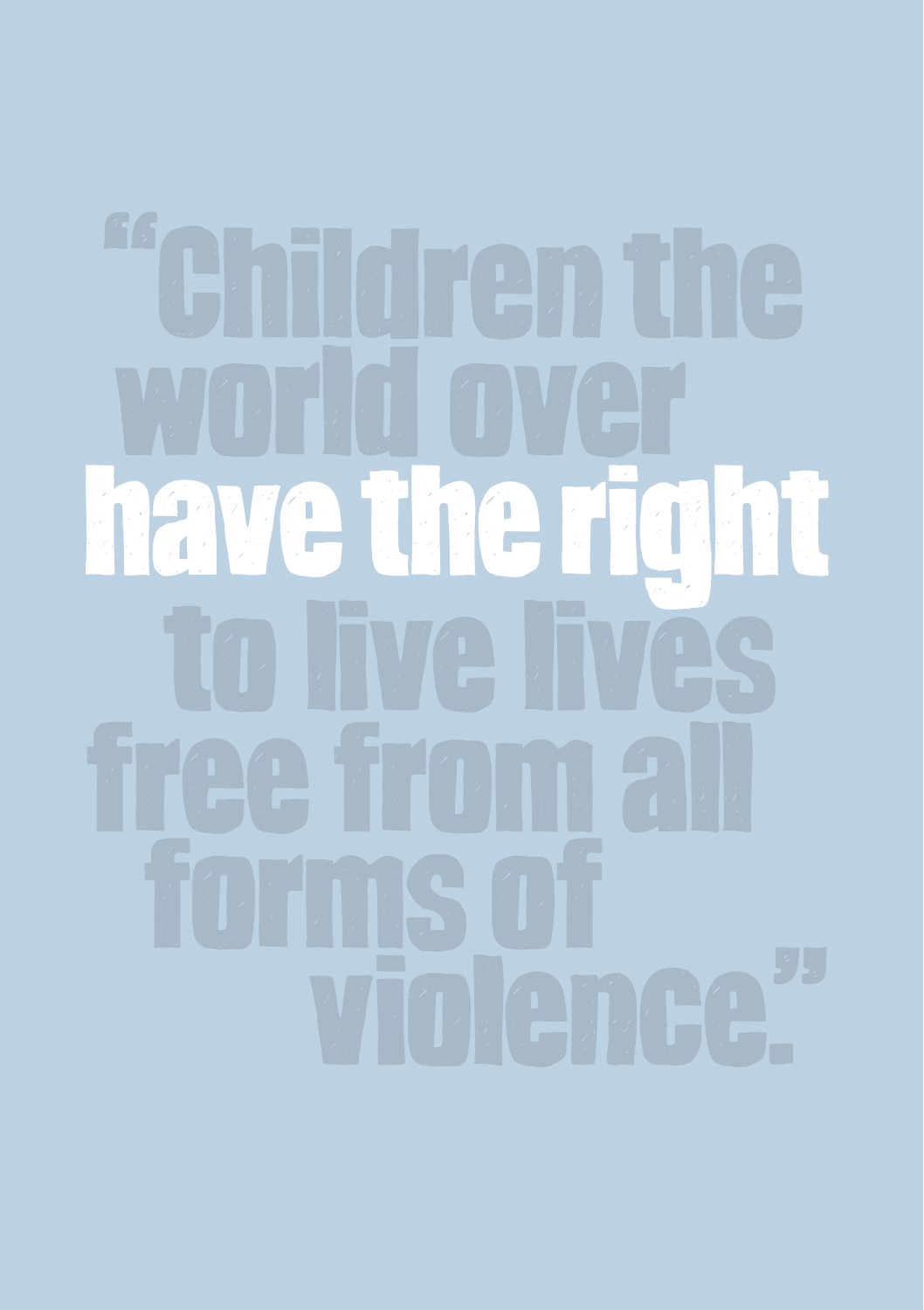"Children the world over **have the right** to live lives free from all forms of violence."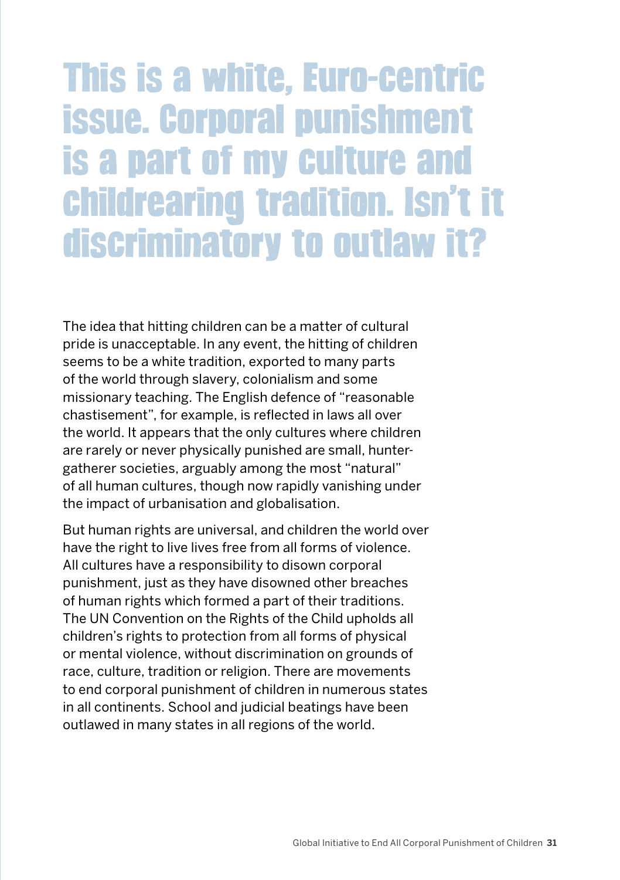# This is a white, Euro-centric issue. Corporal punishment is a part of my culture and childrearing tradition. Isn't it discriminatory to outlaw it?

The idea that hitting children can be a matter of cultural pride is unacceptable. In any event, the hitting of children seems to be a white tradition, exported to many parts of the world through slavery, colonialism and some missionary teaching. The English defence of "reasonable chastisement", for example, is reflected in laws all over the world. It appears that the only cultures where children are rarely or never physically punished are small, hunter-gatherer societies, arguably among the most "natural" of all human cultures, though now rapidly vanishing under the impact of urbanisation and globalisation.

But human rights are universal, and children the world over have the right to live lives free from all forms of violence. All cultures have a responsibility to disown corporal punishment, just as they have disowned other breaches of human rights which formed a part of their traditions. The UN Convention on the Rights of the Child upholds all children's rights to protection from all forms of physical or mental violence, without discrimination on grounds of race, culture, tradition or religion. There are movements to end corporal punishment of children in numerous states in all continents. School and judicial beatings have been outlawed in many states in all regions of the world.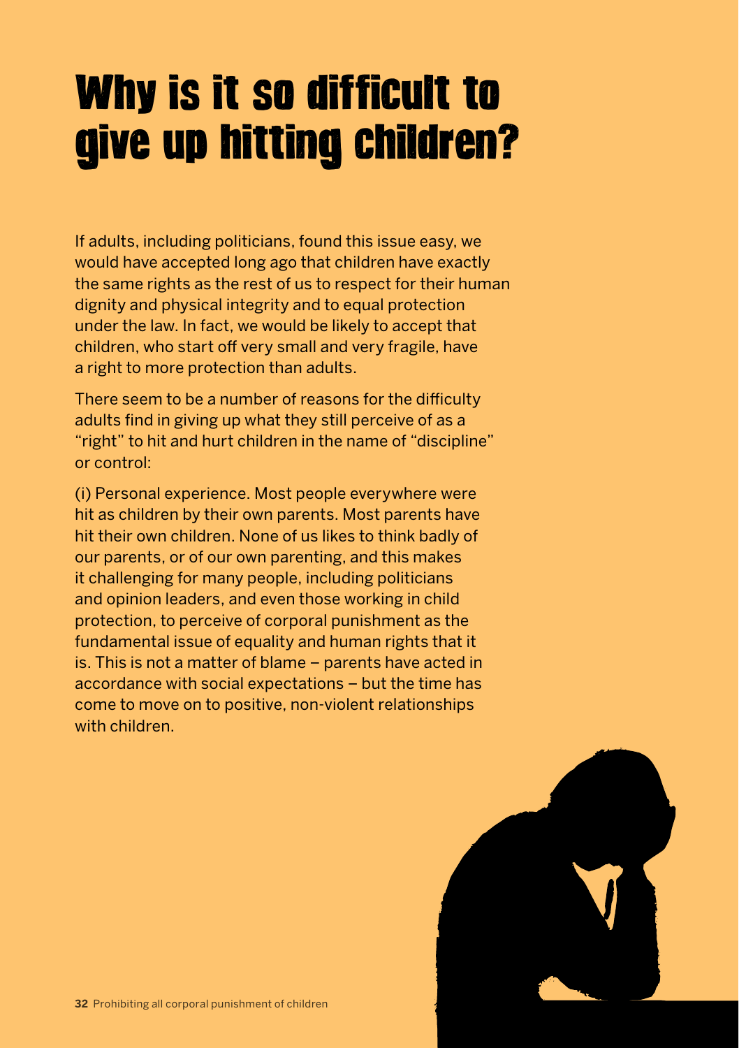# Why is it so difficult to give up hitting children?

If adults, including politicians, found this issue easy, we would have accepted long ago that children have exactly the same rights as the rest of us to respect for their human dignity and physical integrity and to equal protection under the law. In fact, we would be likely to accept that children, who start off very small and very fragile, have a right to more protection than adults.

There seem to be a number of reasons for the difficulty adults find in giving up what they still perceive of as a "right" to hit and hurt children in the name of "discipline" or control:

(i) Personal experience. Most people everywhere were hit as children by their own parents. Most parents have hit their own children. None of us likes to think badly of our parents, or of our own parenting, and this makes it challenging for many people, including politicians and opinion leaders, and even those working in child protection, to perceive of corporal punishment as the fundamental issue of equality and human rights that it is. This is not a matter of blame – parents have acted in accordance with social expectations – but the time has come to move on to positive, non-violent relationships with children.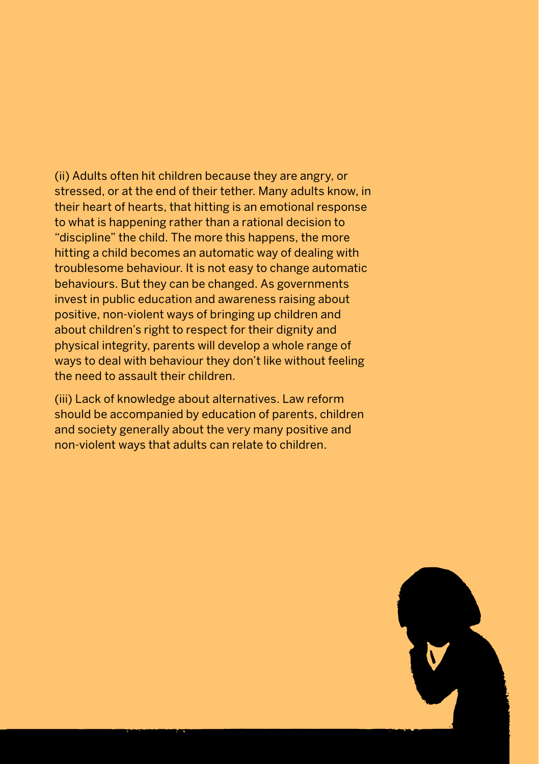(ii) Adults often hit children because they are angry, or stressed, or at the end of their tether. Many adults know, in their heart of hearts, that hitting is an emotional response to what is happening rather than a rational decision to "discipline" the child. The more this happens, the more hitting a child becomes an automatic way of dealing with troublesome behaviour. It is not easy to change automatic behaviours. But they can be changed. As governments invest in public education and awareness raising about positive, non-violent ways of bringing up children and about children's right to respect for their dignity and physical integrity, parents will develop a whole range of ways to deal with behaviour they don't like without feeling the need to assault their children.

(iii) Lack of knowledge about alternatives. Law reform should be accompanied by education of parents, children and society generally about the very many positive and non-violent ways that adults can relate to children.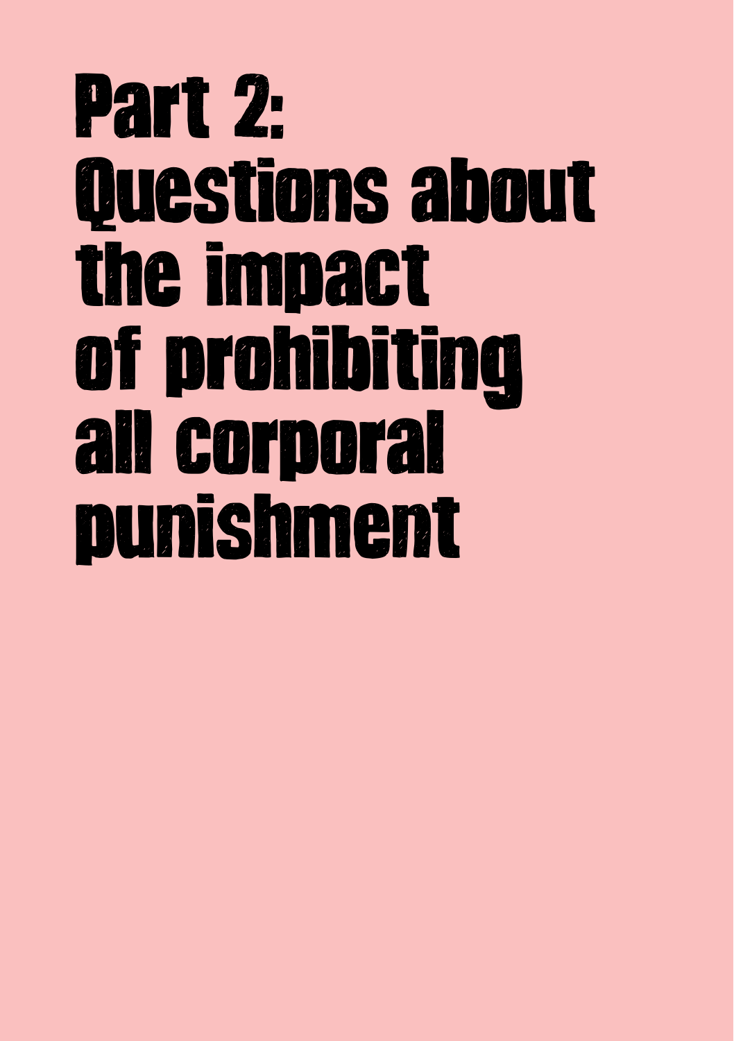# Part 2: Questions about the impact of prohibiting all corporal punishment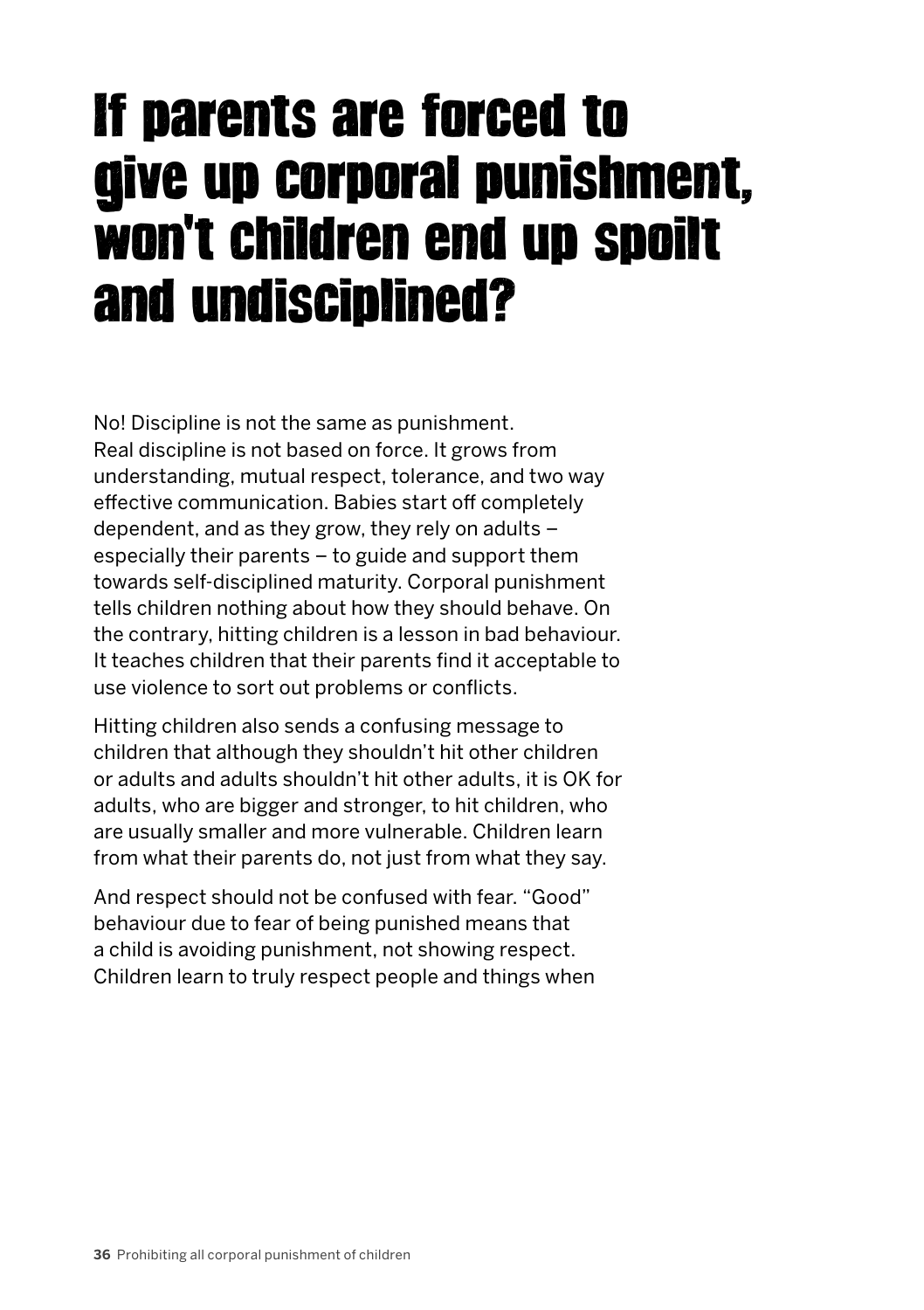# If parents are forced to give up corporal punishment, won't children end up spoilt and undisciplined?

No! Discipline is not the same as punishment. Real discipline is not based on force. It grows from understanding, mutual respect, tolerance, and two way effective communication. Babies start off completely dependent, and as they grow, they rely on adults – especially their parents – to guide and support them towards self-disciplined maturity. Corporal punishment tells children nothing about how they should behave. On the contrary, hitting children is a lesson in bad behaviour. It teaches children that their parents find it acceptable to use violence to sort out problems or conflicts.

Hitting children also sends a confusing message to children that although they shouldn't hit other children or adults and adults shouldn't hit other adults, it is OK for adults, who are bigger and stronger, to hit children, who are usually smaller and more vulnerable. Children learn from what their parents do, not just from what they say.

And respect should not be confused with fear. "Good" behaviour due to fear of being punished means that a child is avoiding punishment, not showing respect. Children learn to truly respect people and things when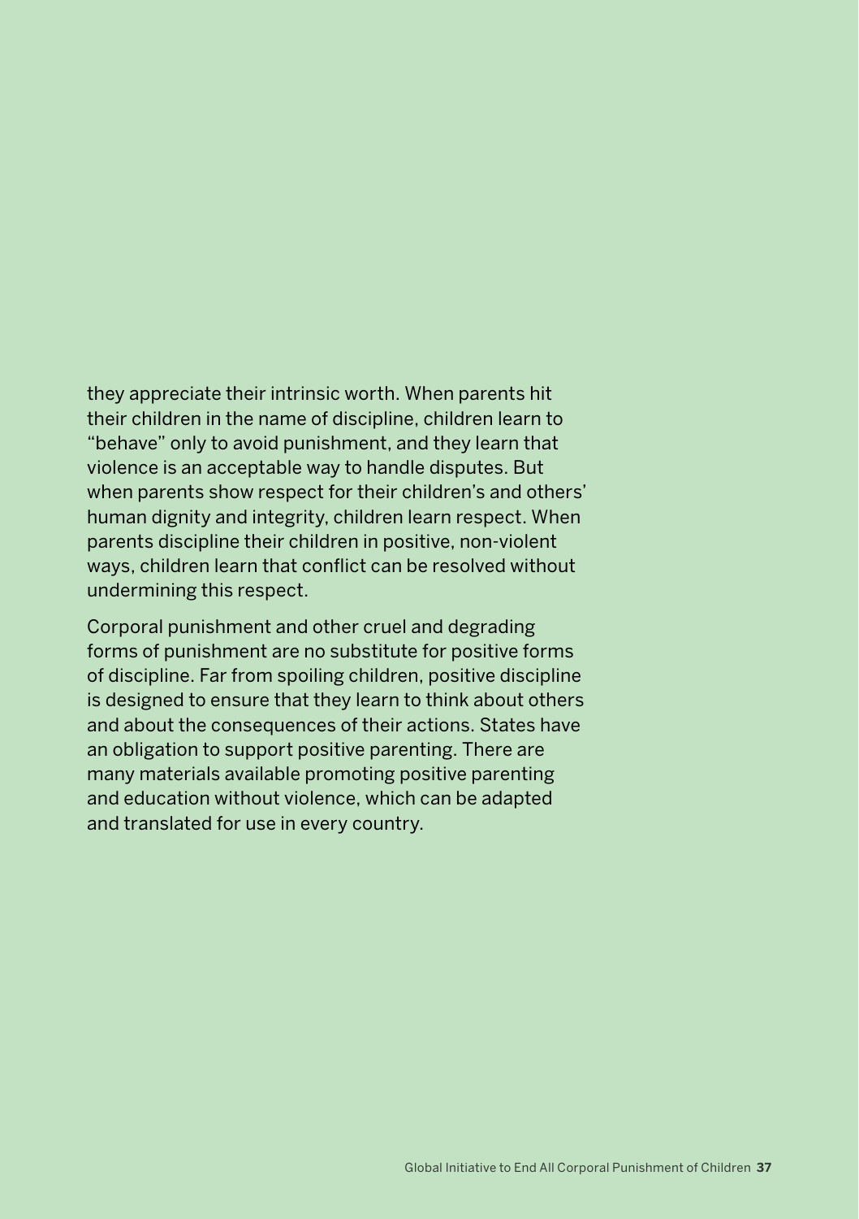they appreciate their intrinsic worth. When parents hit their children in the name of discipline, children learn to “behave” only to avoid punishment, and they learn that violence is an acceptable way to handle disputes. But when parents show respect for their children’s and others’ human dignity and integrity, children learn respect. When parents discipline their children in positive, non-violent ways, children learn that conflict can be resolved without undermining this respect.

Corporal punishment and other cruel and degrading forms of punishment are no substitute for positive forms of discipline. Far from spoiling children, positive discipline is designed to ensure that they learn to think about others and about the consequences of their actions. States have an obligation to support positive parenting. There are many materials available promoting positive parenting and education without violence, which can be adapted and translated for use in every country.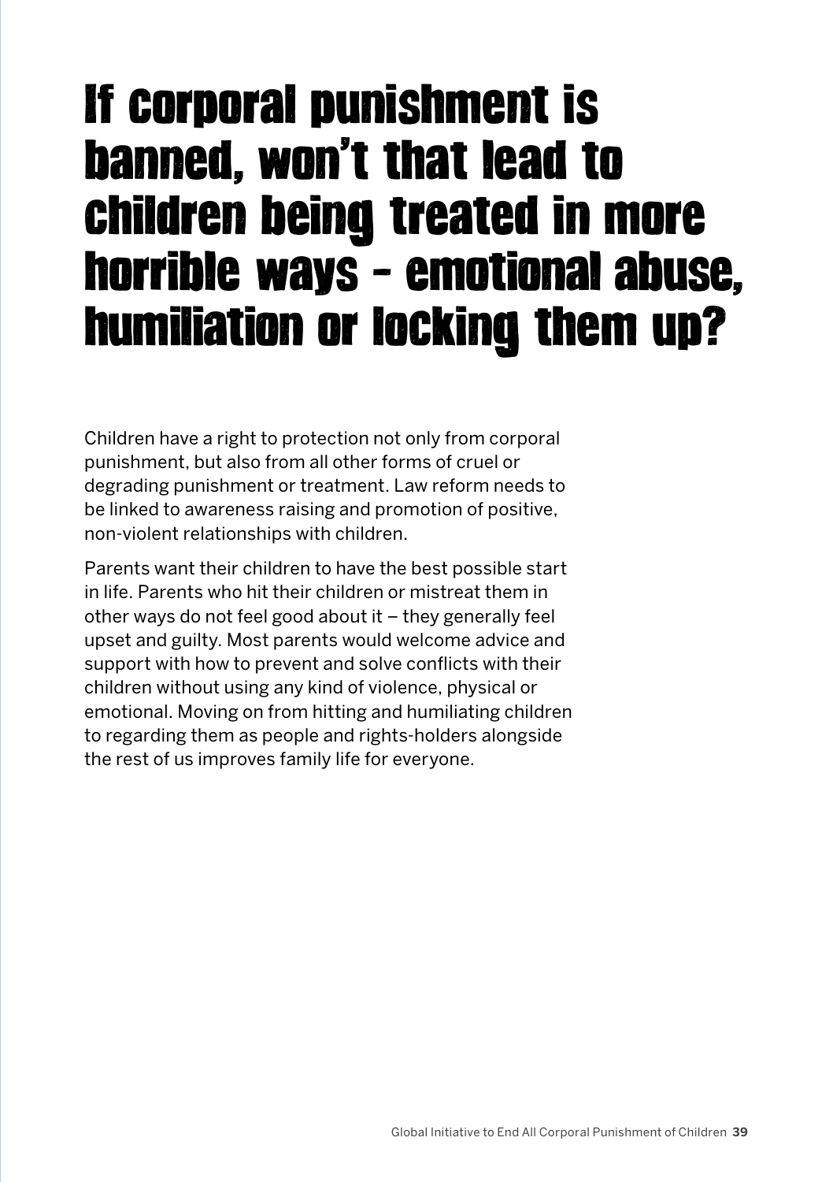# If corporal punishment is banned, won't that lead to children being treated in more horrible ways – emotional abuse, humiliation or locking them up?

Children have a right to protection not only from corporal punishment, but also from all other forms of cruel or degrading punishment or treatment. Law reform needs to be linked to awareness raising and promotion of positive, non-violent relationships with children.

Parents want their children to have the best possible start in life. Parents who hit their children or mistreat them in other ways do not feel good about it – they generally feel upset and guilty. Most parents would welcome advice and support with how to prevent and solve conflicts with their children without using any kind of violence, physical or emotional. Moving on from hitting and humiliating children to regarding them as people and rights-holders alongside the rest of us improves family life for everyone.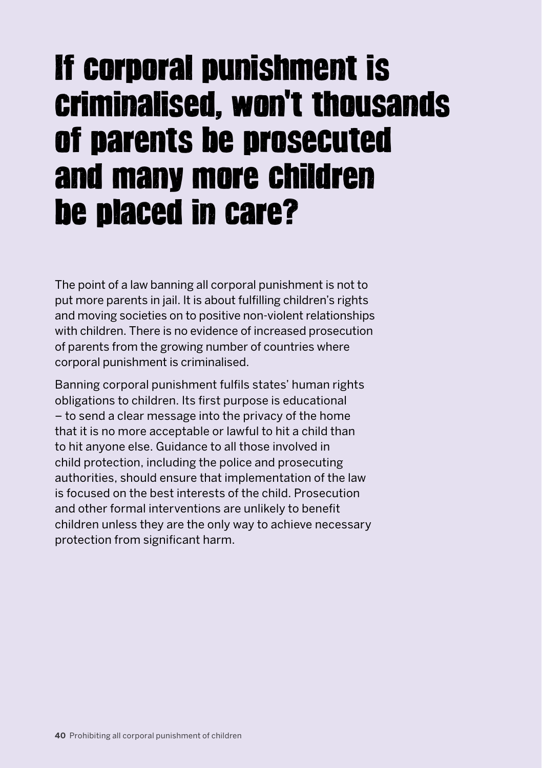# If corporal punishment is criminalised, won't thousands of parents be prosecuted and many more children be placed in care?

The point of a law banning all corporal punishment is not to put more parents in jail. It is about fulfilling children's rights and moving societies on to positive non-violent relationships with children. There is no evidence of increased prosecution of parents from the growing number of countries where corporal punishment is criminalised.

Banning corporal punishment fulfils states' human rights obligations to children. Its first purpose is educational – to send a clear message into the privacy of the home that it is no more acceptable or lawful to hit a child than to hit anyone else. Guidance to all those involved in child protection, including the police and prosecuting authorities, should ensure that implementation of the law is focused on the best interests of the child. Prosecution and other formal interventions are unlikely to benefit children unless they are the only way to achieve necessary protection from significant harm.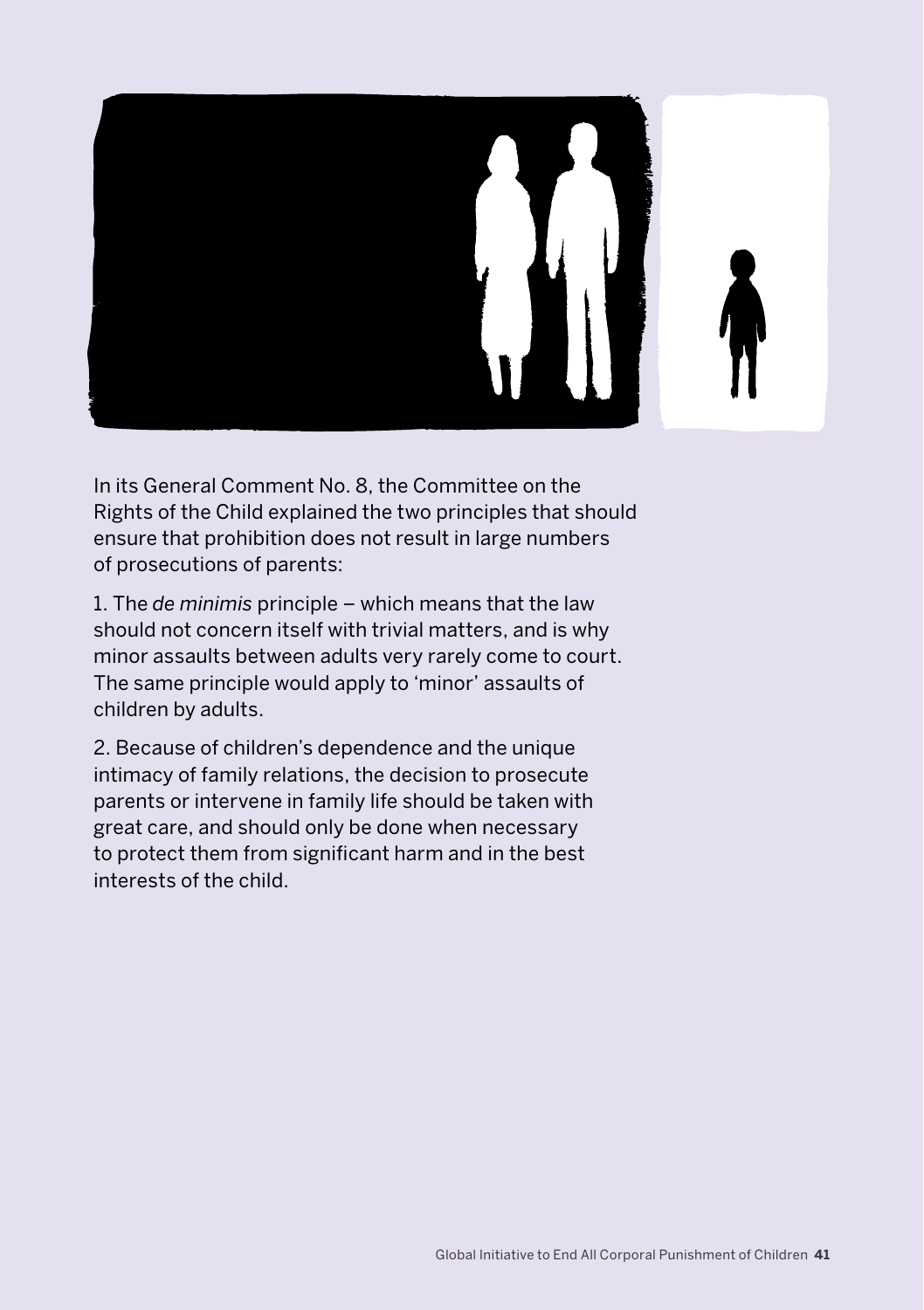In its General Comment No. 8, the Committee on the Rights of the Child explained the two principles that should ensure that prohibition does not result in large numbers of prosecutions of parents:

1. The *de minimis* principle – which means that the law should not concern itself with trivial matters, and is why minor assaults between adults very rarely come to court. The same principle would apply to 'minor' assaults of children by adults.

2. Because of children's dependence and the unique intimacy of family relations, the decision to prosecute parents or intervene in family life should be taken with great care, and should only be done when necessary to protect them from significant harm and in the best interests of the child.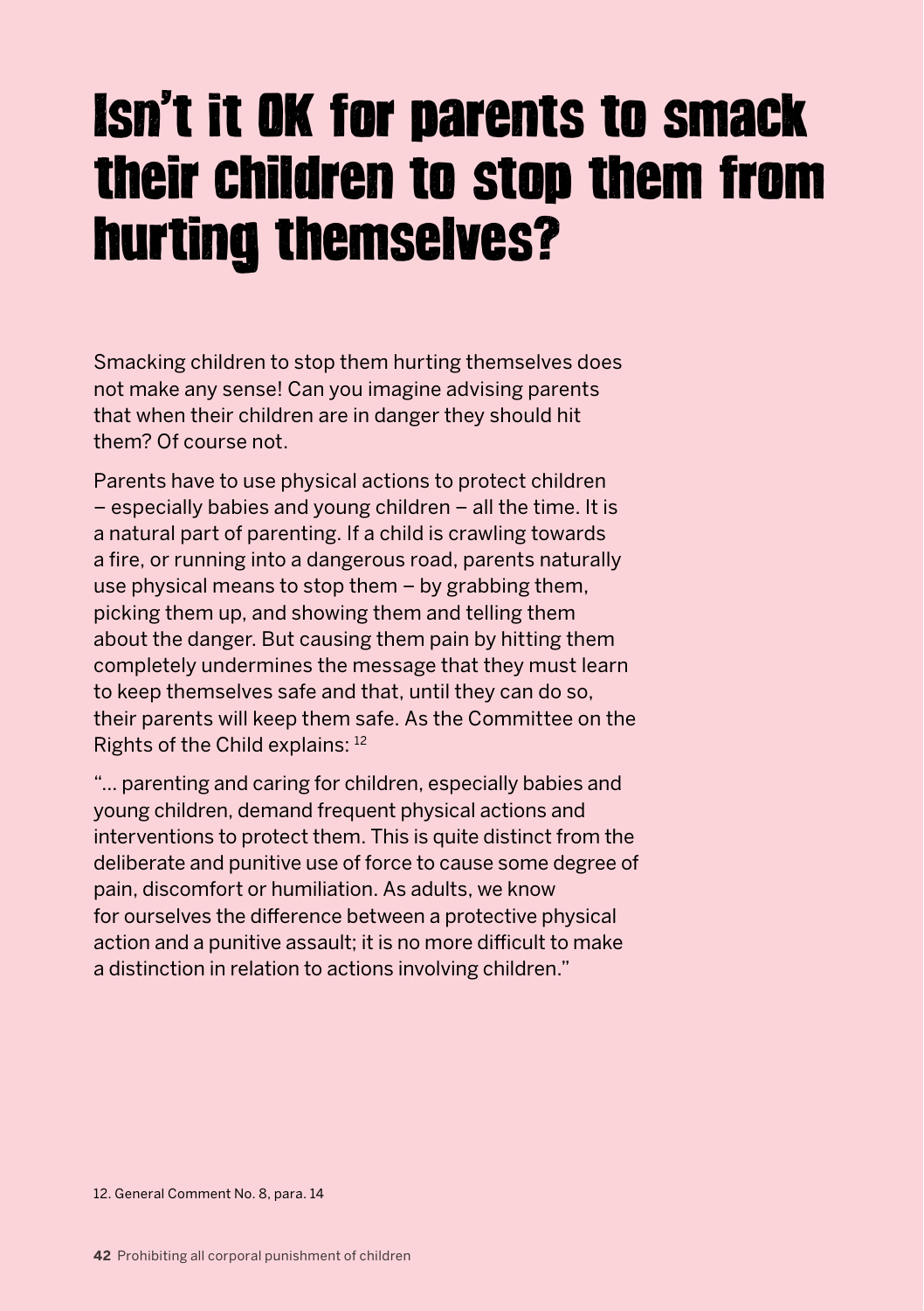# Isn't it OK for parents to smack their children to stop them from hurting themselves?

Smacking children to stop them hurting themselves does not make any sense! Can you imagine advising parents that when their children are in danger they should hit them? Of course not.

Parents have to use physical actions to protect children – especially babies and young children – all the time. It is a natural part of parenting. If a child is crawling towards a fire, or running into a dangerous road, parents naturally use physical means to stop them – by grabbing them, picking them up, and showing them and telling them about the danger. But causing them pain by hitting them completely undermines the message that they must learn to keep themselves safe and that, until they can do so, their parents will keep them safe. As the Committee on the Rights of the Child explains: [12]

"… parenting and caring for children, especially babies and young children, demand frequent physical actions and interventions to protect them. This is quite distinct from the deliberate and punitive use of force to cause some degree of pain, discomfort or humiliation. As adults, we know for ourselves the difference between a protective physical action and a punitive assault; it is no more difficult to make a distinction in relation to actions involving children."

12. General Comment No. 8, para. 14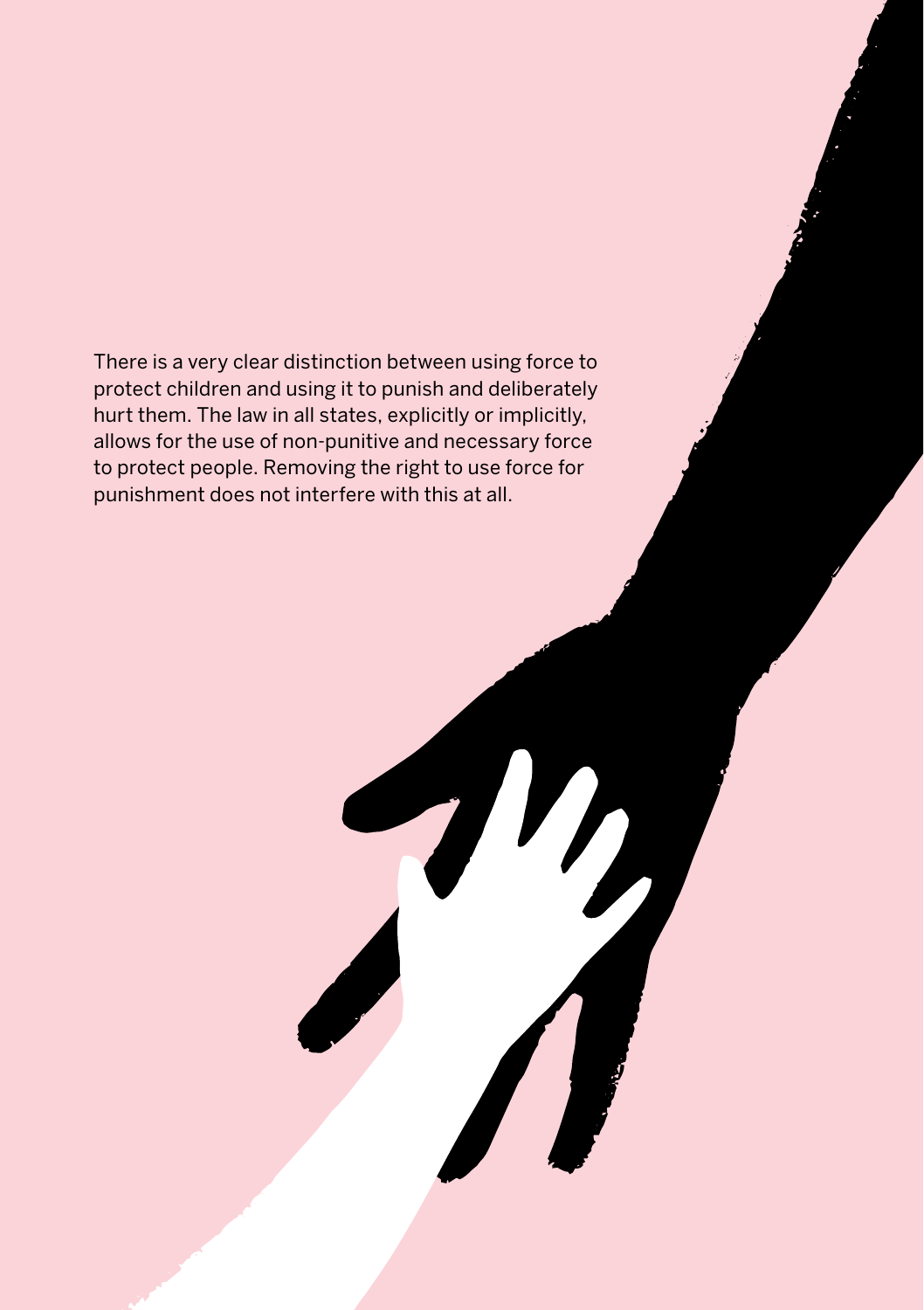There is a very clear distinction between using force to protect children and using it to punish and deliberately hurt them. The law in all states, explicitly or implicitly, allows for the use of non-punitive and necessary force to protect people. Removing the right to use force for punishment does not interfere with this at all.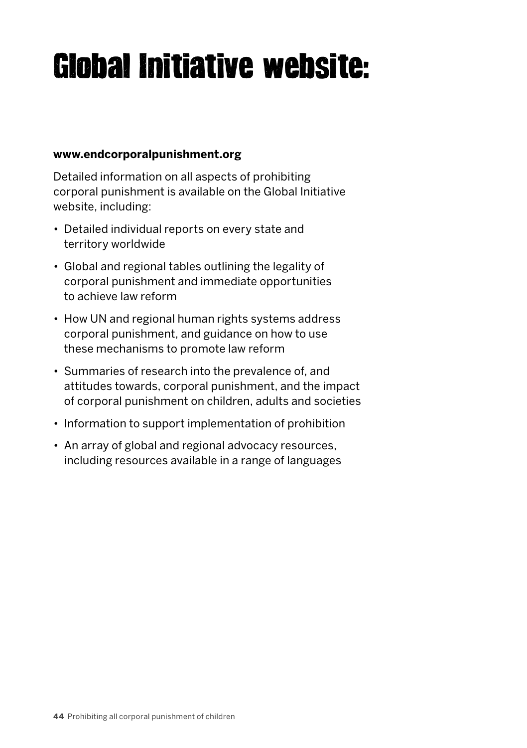# Global Initiative website:

**www.endcorporalpunishment.org**

Detailed information on all aspects of prohibiting corporal punishment is available on the Global Initiative website, including:

- Detailed individual reports on every state and territory worldwide
- Global and regional tables outlining the legality of corporal punishment and immediate opportunities to achieve law reform
- How UN and regional human rights systems address corporal punishment, and guidance on how to use these mechanisms to promote law reform
- Summaries of research into the prevalence of, and attitudes towards, corporal punishment, and the impact of corporal punishment on children, adults and societies
- Information to support implementation of prohibition
- An array of global and regional advocacy resources, including resources available in a range of languages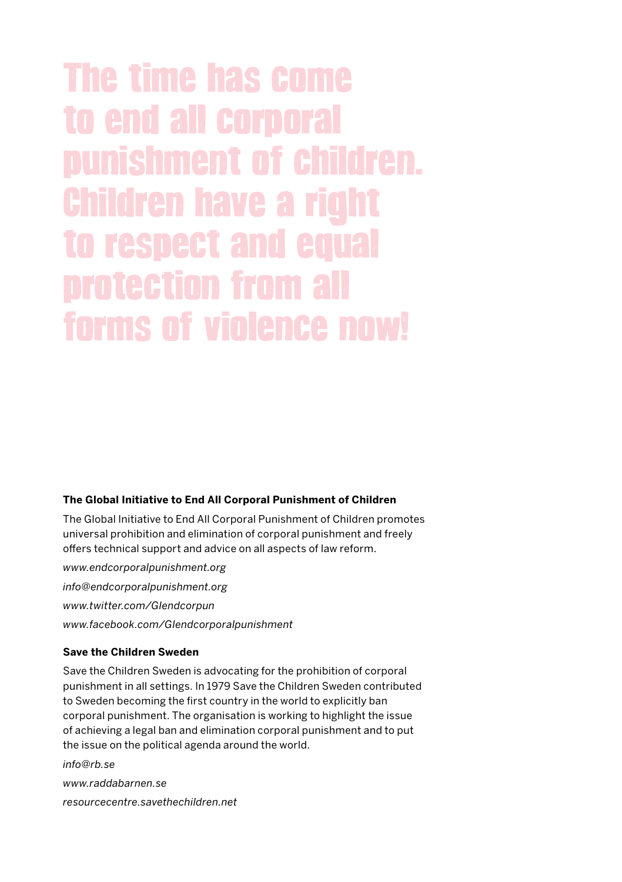# The time has come to end all corporal punishment of children. Children have a right to respect and equal protection from all forms of violence now!

**The Global Initiative to End All Corporal Punishment of Children**

The Global Initiative to End All Corporal Punishment of Children promotes universal prohibition and elimination of corporal punishment and freely offers technical support and advice on all aspects of law reform.

*www.endcorporalpunishment.org*

*info@endcorporalpunishment.org*

*www.twitter.com/GIendcorpun*

*www.facebook.com/GIendcorporalpunishment*

**Save the Children Sweden**

Save the Children Sweden is advocating for the prohibition of corporal punishment in all settings. In 1979 Save the Children Sweden contributed to Sweden becoming the first country in the world to explicitly ban corporal punishment. The organisation is working to highlight the issue of achieving a legal ban and elimination corporal punishment and to put the issue on the political agenda around the world.

*info@rb.se*

*www.raddabarnen.se*

*resourcecentre.savethechildren.net*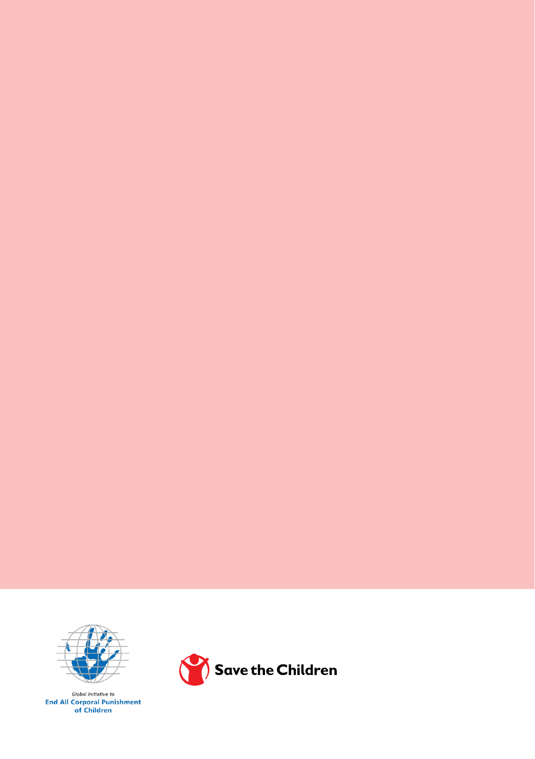Global Initiative to
End All Corporal Punishment
of Children

Save the Children